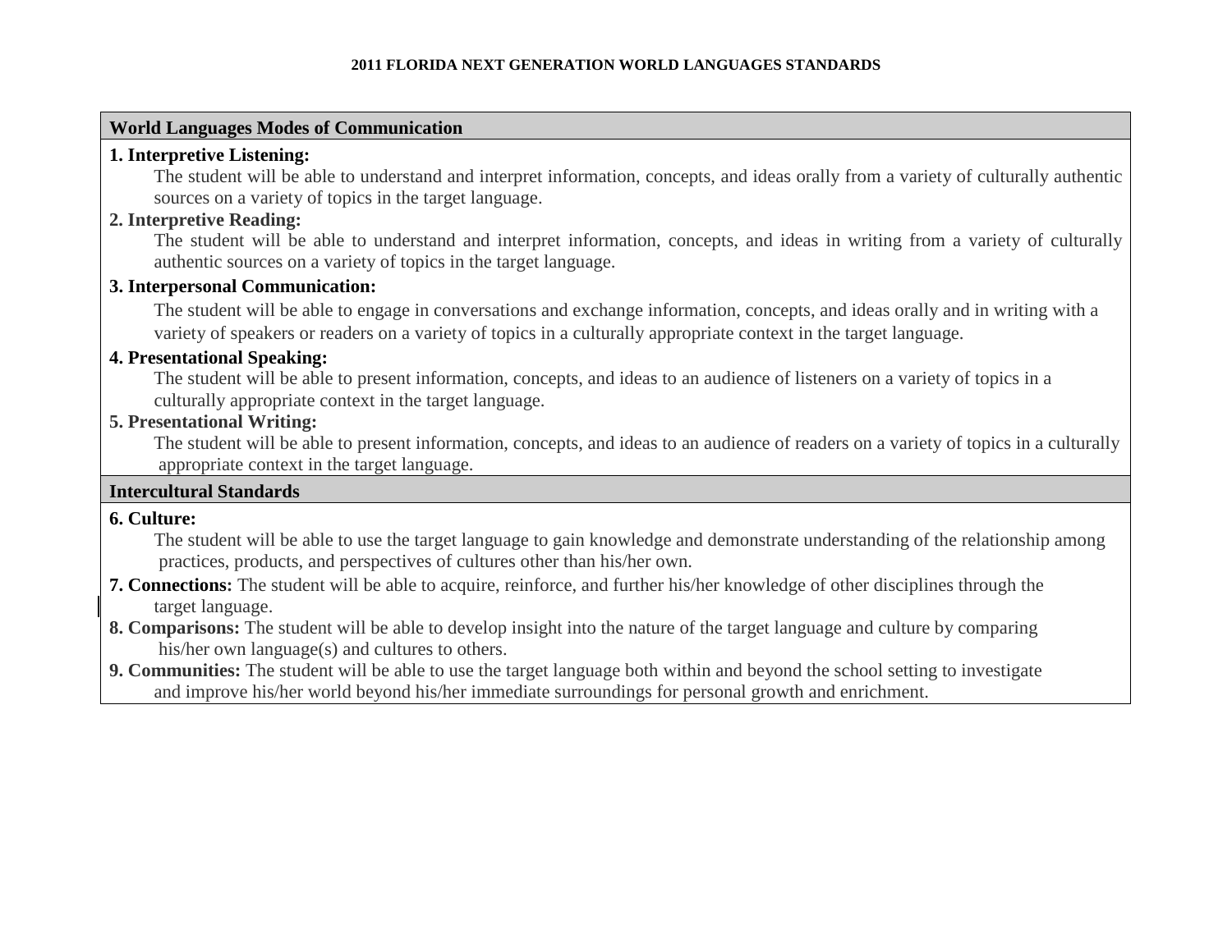# 2011 FLORIDA NEXT GENERATION WORLD LANGUAGES STANDARDS

## World Languages Modes of Communication

**1. Interpretive Listening:**

The student will be able to understand and interpret information, concepts, and ideas orally from a variety of culturally authentic sources on a variety of topics in the target language.

**2. Interpretive Reading:**

The student will be able to understand and interpret information, concepts, and ideas in writing from a variety of culturally authentic sources on a variety of topics in the target language.

**3. Interpersonal Communication:**

The student will be able to engage in conversations and exchange information, concepts, and ideas orally and in writing with a variety of speakers or readers on a variety of topics in a culturally appropriate context in the target language.

**4. Presentational Speaking:**

The student will be able to present information, concepts, and ideas to an audience of listeners on a variety of topics in a culturally appropriate context in the target language.

**5. Presentational Writing:**

The student will be able to present information, concepts, and ideas to an audience of readers on a variety of topics in a culturally appropriate context in the target language.

## Intercultural Standards

**6. Culture:**

The student will be able to use the target language to gain knowledge and demonstrate understanding of the relationship among practices, products, and perspectives of cultures other than his/her own.

**7. Connections:** The student will be able to acquire, reinforce, and further his/her knowledge of other disciplines through the target language.

**8. Comparisons:** The student will be able to develop insight into the nature of the target language and culture by comparing his/her own language(s) and cultures to others.

**9. Communities:** The student will be able to use the target language both within and beyond the school setting to investigate and improve his/her world beyond his/her immediate surroundings for personal growth and enrichment.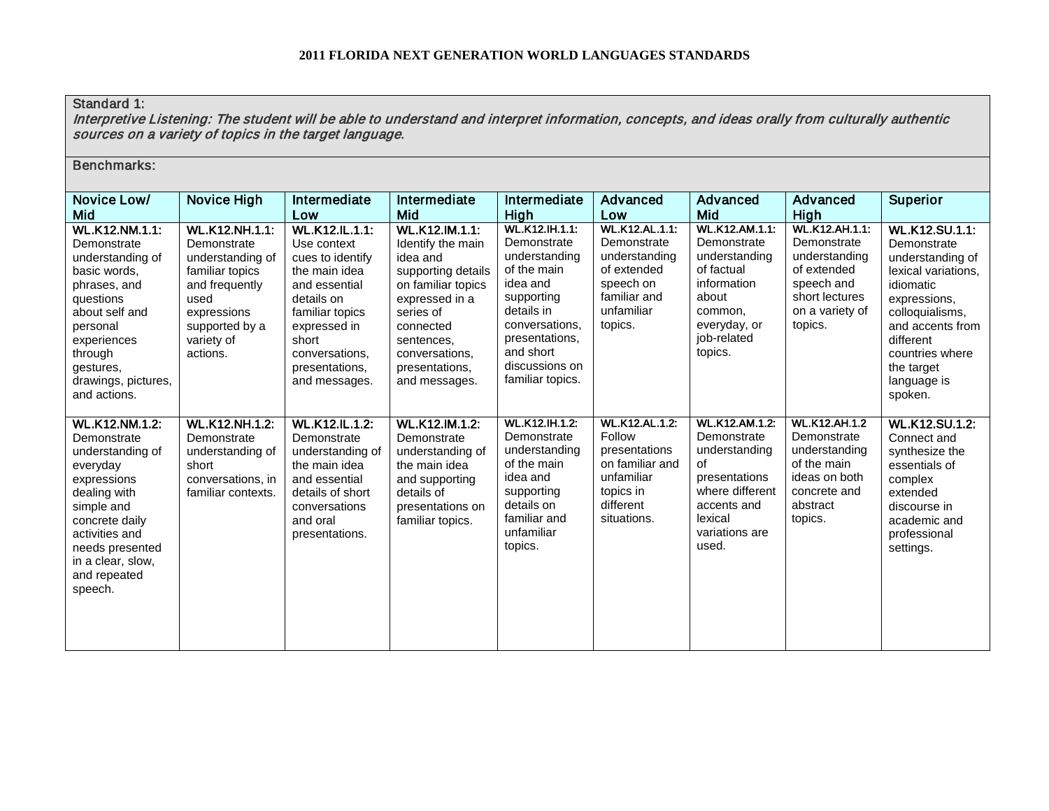**2011 FLORIDA NEXT GENERATION WORLD LANGUAGES STANDARDS**

**Standard 1:**
*Interpretive Listening: The student will be able to understand and interpret information, concepts, and ideas orally from culturally authentic sources on a variety of topics in the target language.*

**Benchmarks:**

| Novice Low/ Mid | Novice High | Intermediate Low | Intermediate Mid | Intermediate High | Advanced Low | Advanced Mid | Advanced High | Superior |
|---|---|---|---|---|---|---|---|---|
| **WL.K12.NM.1.1:** Demonstrate understanding of basic words, phrases, and questions about self and personal experiences through gestures, drawings, pictures, and actions. | **WL.K12.NH.1.1:** Demonstrate understanding of familiar topics and frequently used expressions supported by a variety of actions. | **WL.K12.IL.1.1:** Use context cues to identify the main idea and essential details on familiar topics expressed in short conversations, presentations, and messages. | **WL.K12.IM.1.1:** Identify the main idea and supporting details on familiar topics expressed in a series of connected sentences, conversations, presentations, and messages. | **WL.K12.IH.1.1:** Demonstrate understanding of the main idea and supporting details in conversations, presentations, and short discussions on familiar topics. | **WL.K12.AL.1.1:** Demonstrate understanding of extended speech on familiar and unfamiliar topics. | **WL.K12.AM.1.1:** Demonstrate understanding of factual information about common, everyday, or job-related topics. | **WL.K12.AH.1.1:** Demonstrate understanding of extended speech and short lectures on a variety of topics. | **WL.K12.SU.1.1:** Demonstrate understanding of lexical variations, idiomatic expressions, colloquialisms, and accents from different countries where the target language is spoken. |
| **WL.K12.NM.1.2:** Demonstrate understanding of everyday expressions dealing with simple and concrete daily activities and needs presented in a clear, slow, and repeated speech. | **WL.K12.NH.1.2:** Demonstrate understanding of short conversations, in familiar contexts. | **WL.K12.IL.1.2:** Demonstrate understanding of the main idea and essential details of short conversations and oral presentations. | **WL.K12.IM.1.2:** Demonstrate understanding of the main idea and supporting details of presentations on familiar topics. | **WL.K12.IH.1.2:** Demonstrate understanding of the main idea and supporting details on familiar and unfamiliar topics. | **WL.K12.AL.1.2:** Follow presentations on familiar and unfamiliar topics in different situations. | **WL.K12.AM.1.2:** Demonstrate understanding of presentations where different accents and lexical variations are used. | **WL.K12.AH.1.2** Demonstrate understanding of the main ideas on both concrete and abstract topics. | **WL.K12.SU.1.2:** Connect and synthesize the essentials of complex extended discourse in academic and professional settings. |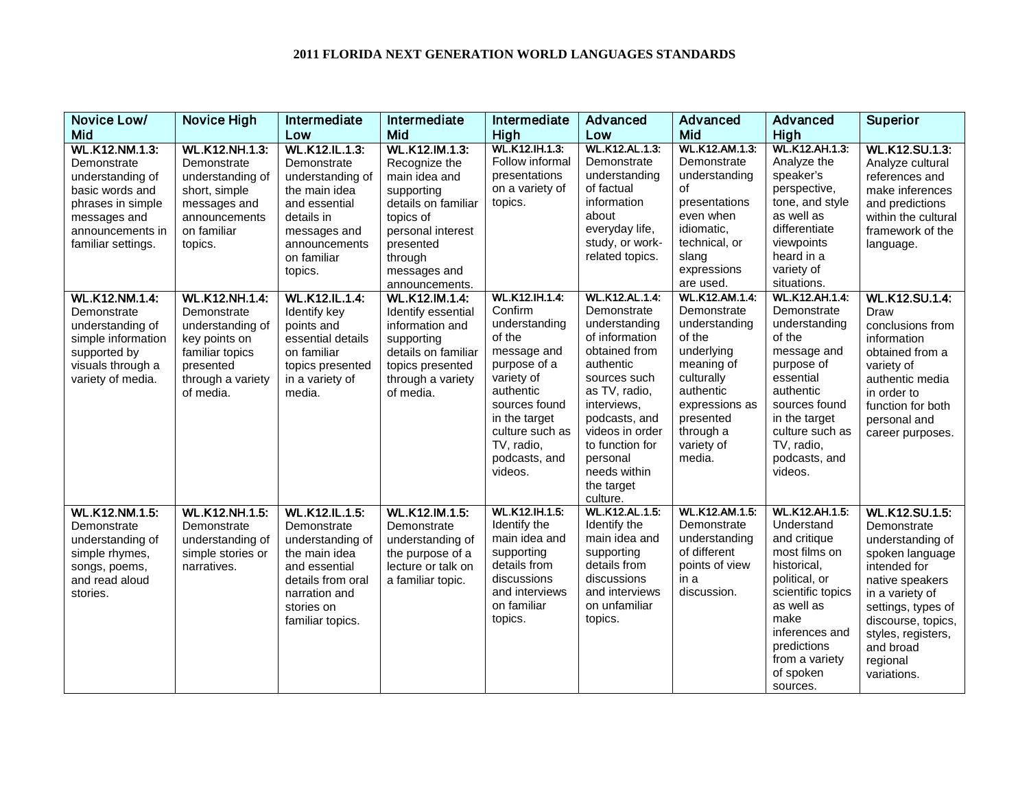**2011 FLORIDA NEXT GENERATION WORLD LANGUAGES STANDARDS**

| Novice Low/ Mid | Novice High | Intermediate Low | Intermediate Mid | Intermediate High | Advanced Low | Advanced Mid | Advanced High | Superior |
|---|---|---|---|---|---|---|---|---|
| **WL.K12.NM.1.3:** Demonstrate understanding of basic words and phrases in simple messages and announcements in familiar settings. | **WL.K12.NH.1.3:** Demonstrate understanding of short, simple messages and announcements on familiar topics. | **WL.K12.IL.1.3:** Demonstrate understanding of the main idea and essential details in messages and announcements on familiar topics. | **WL.K12.IM.1.3:** Recognize the main idea and supporting details on familiar topics of personal interest presented through messages and announcements. | **WL.K12.IH.1.3:** Follow informal presentations on a variety of topics. | **WL.K12.AL.1.3:** Demonstrate understanding of factual information about everyday life, study, or work-related topics. | **WL.K12.AM.1.3:** Demonstrate understanding of presentations even when idiomatic, technical, or slang expressions are used. | **WL.K12.AH.1.3:** Analyze the speaker's perspective, tone, and style as well as differentiate viewpoints heard in a variety of situations. | **WL.K12.SU.1.3:** Analyze cultural references and make inferences and predictions within the cultural framework of the language. |
| **WL.K12.NM.1.4:** Demonstrate understanding of simple information supported by visuals through a variety of media. | **WL.K12.NH.1.4:** Demonstrate understanding of key points on familiar topics presented through a variety of media. | **WL.K12.IL.1.4:** Identify key points and essential details on familiar topics presented in a variety of media. | **WL.K12.IM.1.4:** Identify essential information and supporting details on familiar topics presented through a variety of media. | **WL.K12.IH.1.4:** Confirm understanding of the message and purpose of a variety of authentic sources found in the target culture such as TV, radio, podcasts, and videos. | **WL.K12.AL.1.4:** Demonstrate understanding of information obtained from authentic sources such as TV, radio, interviews, podcasts, and videos in order to function for personal needs within the target culture. | **WL.K12.AM.1.4:** Demonstrate understanding of the underlying meaning of culturally authentic expressions as presented through a variety of media. | **WL.K12.AH.1.4:** Demonstrate understanding of the message and purpose of essential authentic sources found in the target culture such as TV, radio, podcasts, and videos. | **WL.K12.SU.1.4:** Draw conclusions from information obtained from a variety of authentic media in order to function for both personal and career purposes. |
| **WL.K12.NM.1.5:** Demonstrate understanding of simple rhymes, songs, poems, and read aloud stories. | **WL.K12.NH.1.5:** Demonstrate understanding of simple stories or narratives. | **WL.K12.IL.1.5:** Demonstrate understanding of the main idea and essential details from oral narration and stories on familiar topics. | **WL.K12.IM.1.5:** Demonstrate understanding of the purpose of a lecture or talk on a familiar topic. | **WL.K12.IH.1.5:** Identify the main idea and supporting details from discussions and interviews on familiar topics. | **WL.K12.AL.1.5:** Identify the main idea and supporting details from discussions and interviews on unfamiliar topics. | **WL.K12.AM.1.5:** Demonstrate understanding of different points of view in a discussion. | **WL.K12.AH.1.5:** Understand and critique most films on historical, political, or scientific topics as well as make inferences and predictions from a variety of spoken sources. | **WL.K12.SU.1.5:** Demonstrate understanding of spoken language intended for native speakers in a variety of settings, types of discourse, topics, styles, registers, and broad regional variations. |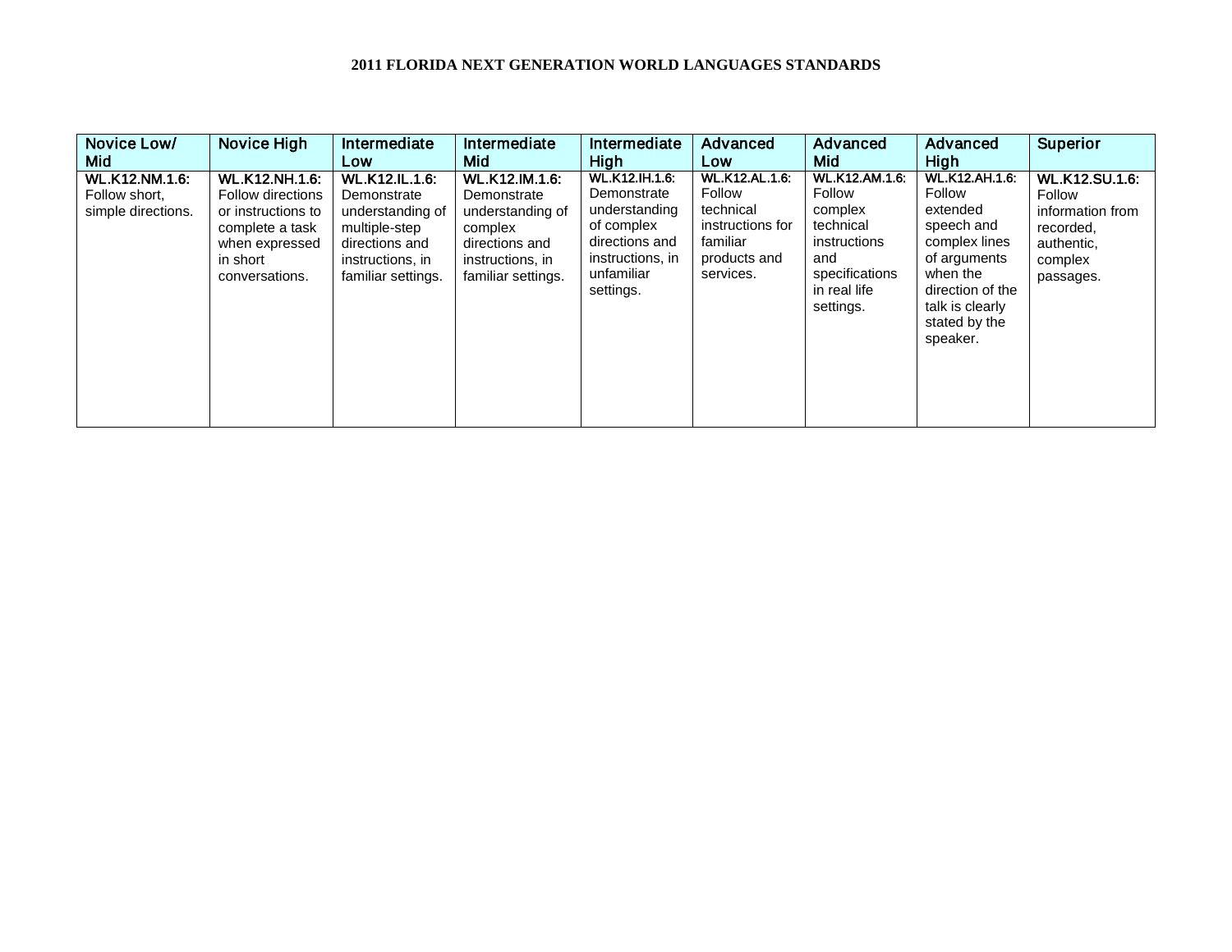**2011 FLORIDA NEXT GENERATION WORLD LANGUAGES STANDARDS**

| Novice Low/ Mid | Novice High | Intermediate Low | Intermediate Mid | Intermediate High | Advanced Low | Advanced Mid | Advanced High | Superior |
|---|---|---|---|---|---|---|---|---|
| **WL.K12.NM.1.6:** Follow short, simple directions. | **WL.K12.NH.1.6:** Follow directions or instructions to complete a task when expressed in short conversations. | **WL.K12.IL.1.6:** Demonstrate understanding of multiple-step directions and instructions, in familiar settings. | **WL.K12.IM.1.6:** Demonstrate understanding of complex directions and instructions, in familiar settings. | **WL.K12.IH.1.6:** Demonstrate understanding of complex directions and instructions, in unfamiliar settings. | **WL.K12.AL.1.6:** Follow technical instructions for familiar products and services. | **WL.K12.AM.1.6:** Follow complex technical instructions and specifications in real life settings. | **WL.K12.AH.1.6:** Follow extended speech and complex lines of arguments when the direction of the talk is clearly stated by the speaker. | **WL.K12.SU.1.6:** Follow information from recorded, authentic, complex passages. |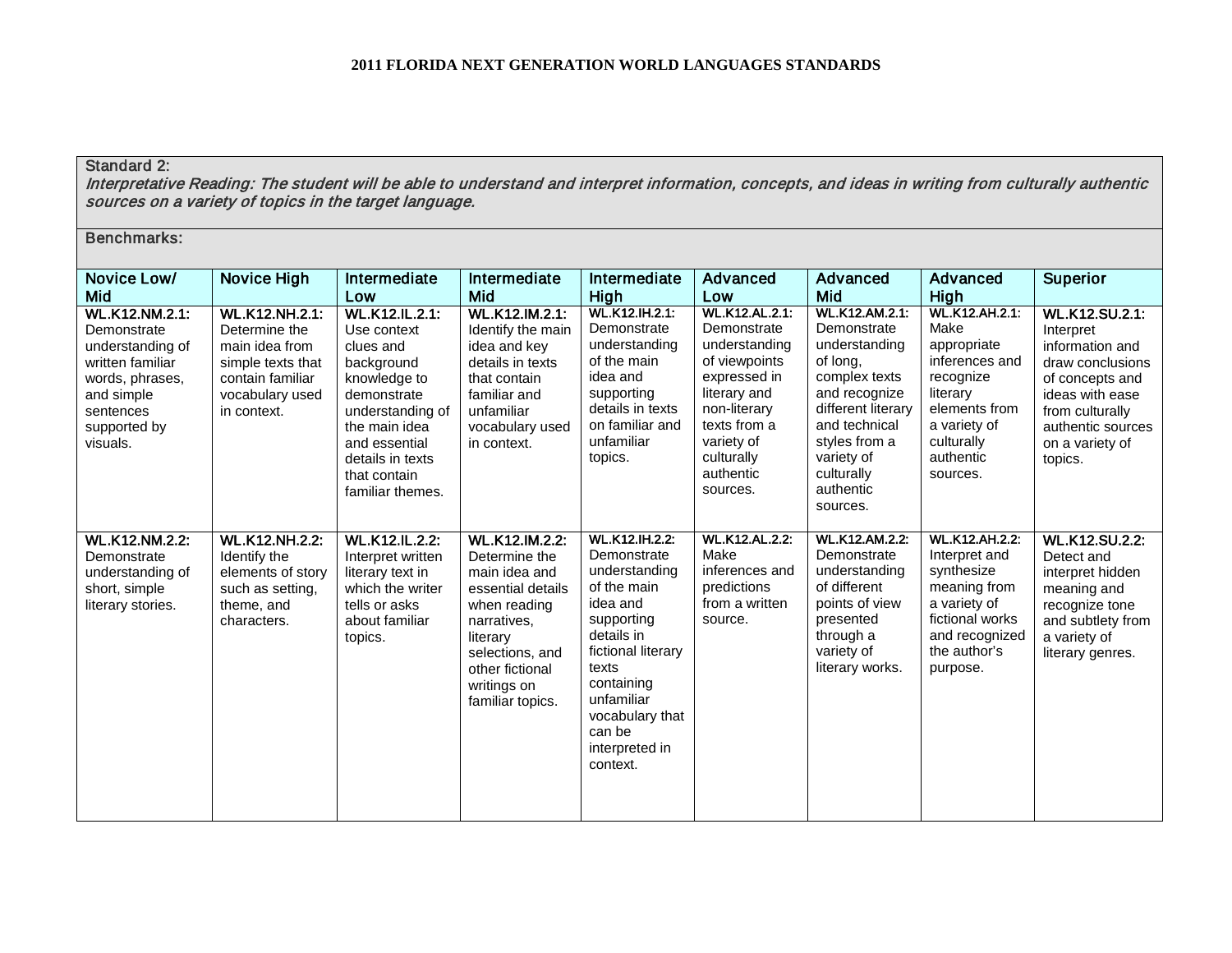# 2011 FLORIDA NEXT GENERATION WORLD LANGUAGES STANDARDS

| Standard 2: *Interpretative Reading: The student will be able to understand and interpret information, concepts, and ideas in writing from culturally authentic sources on a variety of topics in the target language.* | | | | | | | | |
|---|---|---|---|---|---|---|---|---|
| Benchmarks: | | | | | | | | |
| Novice Low/ Mid | Novice High | Intermediate Low | Intermediate Mid | Intermediate High | Advanced Low | Advanced Mid | Advanced High | Superior |
| **WL.K12.NM.2.1:** Demonstrate understanding of written familiar words, phrases, and simple sentences supported by visuals. | **WL.K12.NH.2.1:** Determine the main idea from simple texts that contain familiar vocabulary used in context. | **WL.K12.IL.2.1:** Use context clues and background knowledge to demonstrate understanding of the main idea and essential details in texts that contain familiar themes. | **WL.K12.IM.2.1:** Identify the main idea and key details in texts that contain familiar and unfamiliar vocabulary used in context. | **WL.K12.IH.2.1:** Demonstrate understanding of the main idea and supporting details in texts on familiar and unfamiliar topics. | **WL.K12.AL.2.1:** Demonstrate understanding of viewpoints expressed in literary and non-literary texts from a variety of culturally authentic sources. | **WL.K12.AM.2.1:** Demonstrate understanding of long, complex texts and recognize different literary and technical styles from a variety of culturally authentic sources. | **WL.K12.AH.2.1:** Make appropriate inferences and recognize literary elements from a variety of culturally authentic sources. | **WL.K12.SU.2.1:** Interpret information and draw conclusions of concepts and ideas with ease from culturally authentic sources on a variety of topics. |
| **WL.K12.NM.2.2:** Demonstrate understanding of short, simple literary stories. | **WL.K12.NH.2.2:** Identify the elements of story such as setting, theme, and characters. | **WL.K12.IL.2.2:** Interpret written literary text in which the writer tells or asks about familiar topics. | **WL.K12.IM.2.2:** Determine the main idea and essential details when reading narratives, literary selections, and other fictional writings on familiar topics. | **WL.K12.IH.2.2:** Demonstrate understanding of the main idea and supporting details in fictional literary texts containing unfamiliar vocabulary that can be interpreted in context. | **WL.K12.AL.2.2:** Make inferences and predictions from a written source. | **WL.K12.AM.2.2:** Demonstrate understanding of different points of view presented through a variety of literary works. | **WL.K12.AH.2.2:** Interpret and synthesize meaning from a variety of fictional works and recognized the author's purpose. | **WL.K12.SU.2.2:** Detect and interpret hidden meaning and recognize tone and subtlety from a variety of literary genres. |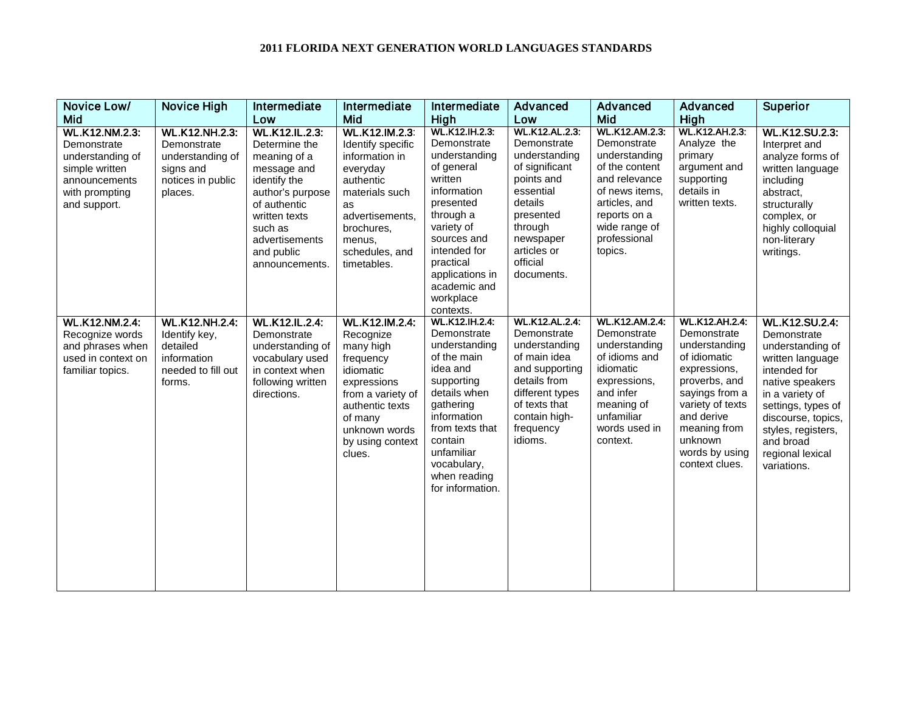**2011 FLORIDA NEXT GENERATION WORLD LANGUAGES STANDARDS**

| Novice Low/ Mid | Novice High | Intermediate Low | Intermediate Mid | Intermediate High | Advanced Low | Advanced Mid | Advanced High | Superior |
|---|---|---|---|---|---|---|---|---|
| **WL.K12.NM.2.3:** Demonstrate understanding of simple written announcements with prompting and support. | **WL.K12.NH.2.3:** Demonstrate understanding of signs and notices in public places. | **WL.K12.IL.2.3:** Determine the meaning of a message and identify the author's purpose of authentic written texts such as advertisements and public announcements. | **WL.K12.IM.2.3**: Identify specific information in everyday authentic materials such as advertisements, brochures, menus, schedules, and timetables. | **WL.K12.IH.2.3:** Demonstrate understanding of general written information presented through a variety of sources and intended for practical applications in academic and workplace contexts. | **WL.K12.AL.2.3:** Demonstrate understanding of significant points and essential details presented through newspaper articles or official documents. | **WL.K12.AM.2.3:** Demonstrate understanding of the content and relevance of news items, articles, and reports on a wide range of professional topics. | **WL.K12.AH.2.3:** Analyze the primary argument and supporting details in written texts. | **WL.K12.SU.2.3:** Interpret and analyze forms of written language including abstract, structurally complex, or highly colloquial non-literary writings. |
| **WL.K12.NM.2.4:** Recognize words and phrases when used in context on familiar topics. | **WL.K12.NH.2.4:** Identify key, detailed information needed to fill out forms. | **WL.K12.IL.2.4:** Demonstrate understanding of vocabulary used in context when following written directions. | **WL.K12.IM.2.4:** Recognize many high frequency idiomatic expressions from a variety of authentic texts of many unknown words by using context clues. | **WL.K12.IH.2.4:** Demonstrate understanding of the main idea and supporting details when gathering information from texts that contain unfamiliar vocabulary, when reading for information. | **WL.K12.AL.2.4:** Demonstrate understanding of main idea and supporting details from different types of texts that contain high-frequency idioms. | **WL.K12.AM.2.4:** Demonstrate understanding of idioms and idiomatic expressions, and infer meaning of unfamiliar words used in context. | **WL.K12.AH.2.4:** Demonstrate understanding of idiomatic expressions, proverbs, and sayings from a variety of texts and derive meaning from unknown words by using context clues. | **WL.K12.SU.2.4:** Demonstrate understanding of written language intended for native speakers in a variety of settings, types of discourse, topics, styles, registers, and broad regional lexical variations. |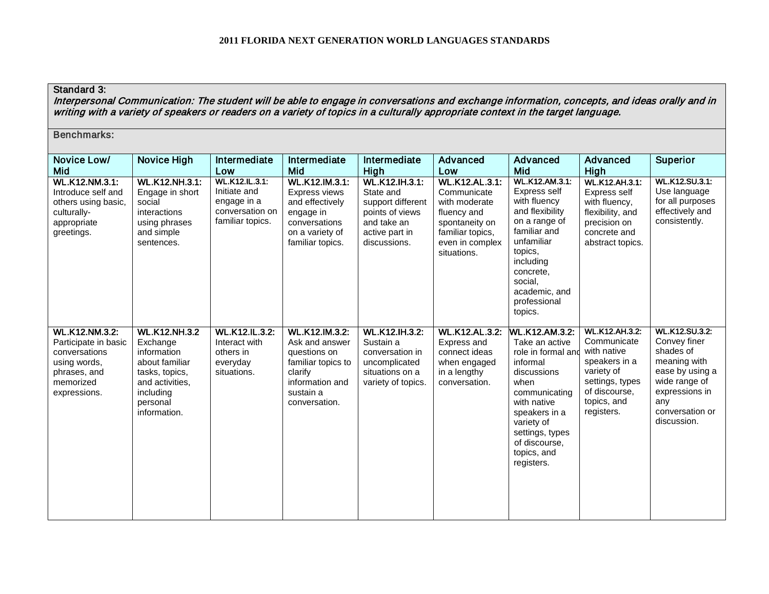## 2011 FLORIDA NEXT GENERATION WORLD LANGUAGES STANDARDS

**Standard 3:**
*Interpersonal Communication: The student will be able to engage in conversations and exchange information, concepts, and ideas orally and in writing with a variety of speakers or readers on a variety of topics in a culturally appropriate context in the target language.*

**Benchmarks:**

| Novice Low/ Mid | Novice High | Intermediate Low | Intermediate Mid | Intermediate High | Advanced Low | Advanced Mid | Advanced High | Superior |
|---|---|---|---|---|---|---|---|---|
| **WL.K12.NM.3.1:** Introduce self and others using basic, culturally-appropriate greetings. | **WL.K12.NH.3.1:** Engage in short social interactions using phrases and simple sentences. | **WL.K12.IL.3.1:** Initiate and engage in a conversation on familiar topics. | **WL.K12.IM.3.1:** Express views and effectively engage in conversations on a variety of familiar topics. | **WL.K12.IH.3.1:** State and support different points of views and take an active part in discussions. | **WL.K12.AL.3.1:** Communicate with moderate fluency and spontaneity on familiar topics, even in complex situations. | **WL.K12.AM.3.1:** Express self with fluency and flexibility on a range of familiar and unfamiliar topics, including concrete, social, academic, and professional topics. | **WL.K12.AH.3.1:** Express self with fluency, flexibility, and precision on concrete and abstract topics. | **WL.K12.SU.3.1:** Use language for all purposes effectively and consistently. |
| **WL.K12.NM.3.2:** Participate in basic conversations using words, phrases, and memorized expressions. | **WL.K12.NH.3.2** Exchange information about familiar tasks, topics, and activities, including personal information. | **WL.K12.IL.3.2:** Interact with others in everyday situations. | **WL.K12.IM.3.2:** Ask and answer questions on familiar topics to clarify information and sustain a conversation. | **WL.K12.IH.3.2:** Sustain a conversation in uncomplicated situations on a variety of topics. | **WL.K12.AL.3.2:** Express and connect ideas when engaged in a lengthy conversation. | **WL.K12.AM.3.2:** Take an active role in formal and informal discussions when communicating with native speakers in a variety of settings, types of discourse, topics, and registers. | **WL.K12.AH.3.2:** Communicate with native speakers in a variety of settings, types of discourse, topics, and registers. | **WL.K12.SU.3.2:** Convey finer shades of meaning with ease by using a wide range of expressions in any conversation or discussion. |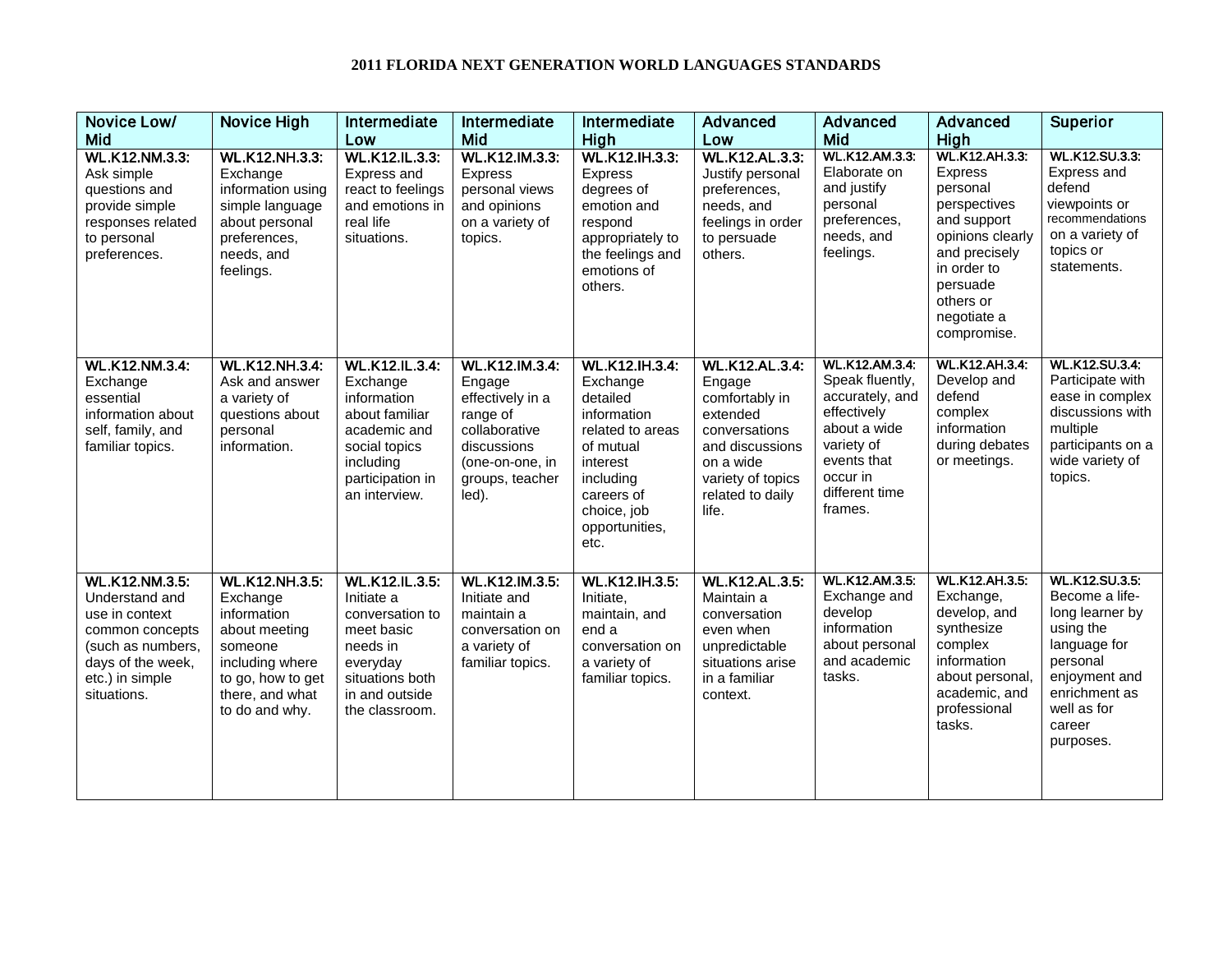**2011 FLORIDA NEXT GENERATION WORLD LANGUAGES STANDARDS**

| Novice Low/ Mid | Novice High | Intermediate Low | Intermediate Mid | Intermediate High | Advanced Low | Advanced Mid | Advanced High | Superior |
|---|---|---|---|---|---|---|---|---|
| **WL.K12.NM.3.3:** Ask simple questions and provide simple responses related to personal preferences. | **WL.K12.NH.3.3:** Exchange information using simple language about personal preferences, needs, and feelings. | **WL.K12.IL.3.3:** Express and react to feelings and emotions in real life situations. | **WL.K12.IM.3.3:** Express personal views and opinions on a variety of topics. | **WL.K12.IH.3.3:** Express degrees of emotion and respond appropriately to the feelings and emotions of others. | **WL.K12.AL.3.3:** Justify personal preferences, needs, and feelings in order to persuade others. | **WL.K12.AM.3.3:** Elaborate on and justify personal preferences, needs, and feelings. | **WL.K12.AH.3.3:** Express personal perspectives and support opinions clearly and precisely in order to persuade others or negotiate a compromise. | **WL.K12.SU.3.3:** Express and defend viewpoints or recommendations on a variety of topics or statements. |
| **WL.K12.NM.3.4:** Exchange essential information about self, family, and familiar topics. | **WL.K12.NH.3.4:** Ask and answer a variety of questions about personal information. | **WL.K12.IL.3.4:** Exchange information about familiar academic and social topics including participation in an interview. | **WL.K12.IM.3.4:** Engage effectively in a range of collaborative discussions (one-on-one, in groups, teacher led). | **WL.K12.IH.3.4:** Exchange detailed information related to areas of mutual interest including careers of choice, job opportunities, etc. | **WL.K12.AL.3.4:** Engage comfortably in extended conversations and discussions on a wide variety of topics related to daily life. | **WL.K12.AM.3.4:** Speak fluently, accurately, and effectively about a wide variety of events that occur in different time frames. | **WL.K12.AH.3.4:** Develop and defend complex information during debates or meetings. | **WL.K12.SU.3.4:** Participate with ease in complex discussions with multiple participants on a wide variety of topics. |
| **WL.K12.NM.3.5:** Understand and use in context common concepts (such as numbers, days of the week, etc.) in simple situations. | **WL.K12.NH.3.5:** Exchange information about meeting someone including where to go, how to get there, and what to do and why. | **WL.K12.IL.3.5:** Initiate a conversation to meet basic needs in everyday situations both in and outside the classroom. | **WL.K12.IM.3.5:** Initiate and maintain a conversation on a variety of familiar topics. | **WL.K12.IH.3.5:** Initiate, maintain, and end a conversation on a variety of familiar topics. | **WL.K12.AL.3.5:** Maintain a conversation even when unpredictable situations arise in a familiar context. | **WL.K12.AM.3.5:** Exchange and develop information about personal and academic tasks. | **WL.K12.AH.3.5:** Exchange, develop, and synthesize complex information about personal, academic, and professional tasks. | **WL.K12.SU.3.5:** Become a life-long learner by using the language for personal enjoyment and enrichment as well as for career purposes. |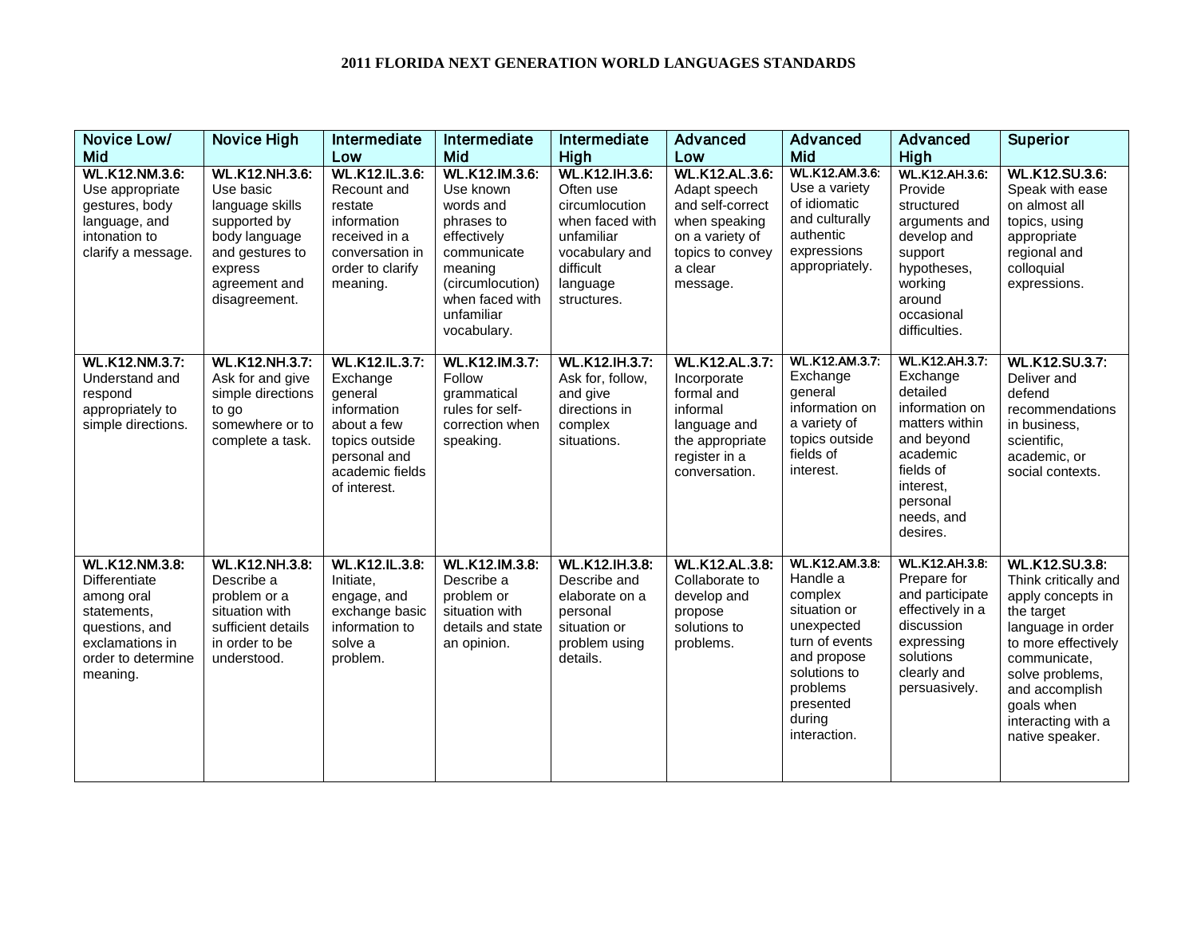# 2011 FLORIDA NEXT GENERATION WORLD LANGUAGES STANDARDS

| Novice Low/ Mid | Novice High | Intermediate Low | Intermediate Mid | Intermediate High | Advanced Low | Advanced Mid | Advanced High | Superior |
|---|---|---|---|---|---|---|---|---|
| **WL.K12.NM.3.6:** Use appropriate gestures, body language, and intonation to clarify a message. | **WL.K12.NH.3.6:** Use basic language skills supported by body language and gestures to express agreement and disagreement. | **WL.K12.IL.3.6:** Recount and restate information received in a conversation in order to clarify meaning. | **WL.K12.IM.3.6:** Use known words and phrases to effectively communicate meaning (circumlocution) when faced with unfamiliar vocabulary. | **WL.K12.IH.3.6:** Often use circumlocution when faced with unfamiliar vocabulary and difficult language structures. | **WL.K12.AL.3.6:** Adapt speech and self-correct when speaking on a variety of topics to convey a clear message. | **WL.K12.AM.3.6:** Use a variety of idiomatic and culturally authentic expressions appropriately. | **WL.K12.AH.3.6:** Provide structured arguments and develop and support hypotheses, working around occasional difficulties. | **WL.K12.SU.3.6:** Speak with ease on almost all topics, using appropriate regional and colloquial expressions. |
| **WL.K12.NM.3.7:** Understand and respond appropriately to simple directions. | **WL.K12.NH.3.7:** Ask for and give simple directions to go somewhere or to complete a task. | **WL.K12.IL.3.7:** Exchange general information about a few topics outside personal and academic fields of interest. | **WL.K12.IM.3.7:** Follow grammatical rules for self-correction when speaking. | **WL.K12.IH.3.7:** Ask for, follow, and give directions in complex situations. | **WL.K12.AL.3.7:** Incorporate formal and informal language and the appropriate register in a conversation. | **WL.K12.AM.3.7:** Exchange general information on a variety of topics outside fields of interest. | **WL.K12.AH.3.7:** Exchange detailed information on matters within and beyond academic fields of interest, personal needs, and desires. | **WL.K12.SU.3.7:** Deliver and defend recommendations in business, scientific, academic, or social contexts. |
| **WL.K12.NM.3.8:** Differentiate among oral statements, questions, and exclamations in order to determine meaning. | **WL.K12.NH.3.8:** Describe a problem or a situation with sufficient details in order to be understood. | **WL.K12.IL.3.8:** Initiate, engage, and exchange basic information to solve a problem. | **WL.K12.IM.3.8:** Describe a problem or situation with details and state an opinion. | **WL.K12.IH.3.8:** Describe and elaborate on a personal situation or problem using details. | **WL.K12.AL.3.8:** Collaborate to develop and propose solutions to problems. | **WL.K12.AM.3.8:** Handle a complex situation or unexpected turn of events and propose solutions to problems presented during interaction. | **WL.K12.AH.3.8:** Prepare for and participate effectively in a discussion expressing solutions clearly and persuasively. | **WL.K12.SU.3.8:** Think critically and apply concepts in the target language in order to more effectively communicate, solve problems, and accomplish goals when interacting with a native speaker. |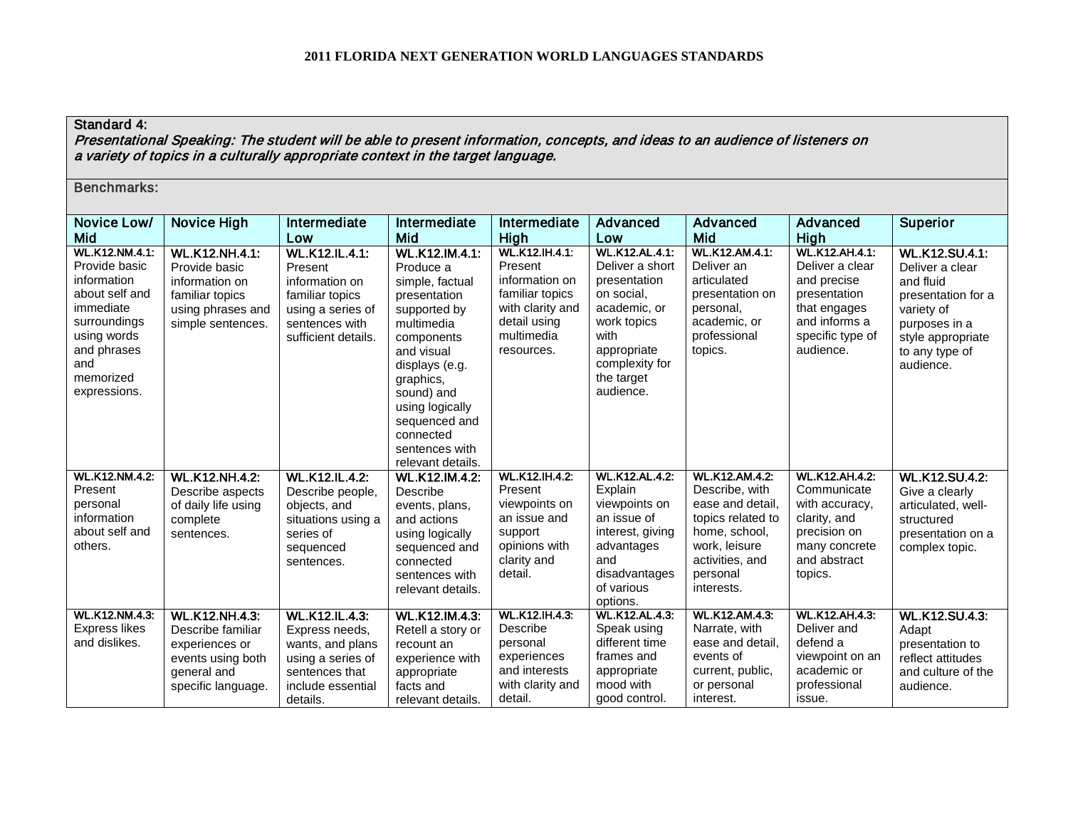**2011 FLORIDA NEXT GENERATION WORLD LANGUAGES STANDARDS**

**Standard 4:**
*Presentational Speaking: The student will be able to present information, concepts, and ideas to an audience of listeners on a variety of topics in a culturally appropriate context in the target language.*

**Benchmarks:**

| Novice Low/ Mid | Novice High | Intermediate Low | Intermediate Mid | Intermediate High | Advanced Low | Advanced Mid | Advanced High | Superior |
|---|---|---|---|---|---|---|---|---|
| **WL.K12.NM.4.1:** Provide basic information about self and immediate surroundings using words and phrases and memorized expressions. | **WL.K12.NH.4.1:** Provide basic information on familiar topics using phrases and simple sentences. | **WL.K12.IL.4.1:** Present information on familiar topics using a series of sentences with sufficient details. | **WL.K12.IM.4.1:** Produce a simple, factual presentation supported by multimedia components and visual displays (e.g. graphics, sound) and using logically sequenced and connected sentences with relevant details. | **WL.K12.IH.4.1:** Present information on familiar topics with clarity and detail using multimedia resources. | **WL.K12.AL.4.1:** Deliver a short presentation on social, academic, or work topics with appropriate complexity for the target audience. | **WL.K12.AM.4.1:** Deliver an articulated presentation on personal, academic, or professional topics. | **WL.K12.AH.4.1:** Deliver a clear and precise presentation that engages and informs a specific type of audience. | **WL.K12.SU.4.1:** Deliver a clear and fluid presentation for a variety of purposes in a style appropriate to any type of audience. |
| **WL.K12.NM.4.2:** Present personal information about self and others. | **WL.K12.NH.4.2:** Describe aspects of daily life using complete sentences. | **WL.K12.IL.4.2:** Describe people, objects, and situations using a series of sequenced sentences. | **WL.K12.IM.4.2:** Describe events, plans, and actions using logically sequenced and connected sentences with relevant details. | **WL.K12.IH.4.2:** Present viewpoints on an issue and support opinions with clarity and detail. | **WL.K12.AL.4.2:** Explain viewpoints on an issue of interest, giving advantages and disadvantages of various options. | **WL.K12.AM.4.2:** Describe, with ease and detail, topics related to home, school, work, leisure activities, and personal interests. | **WL.K12.AH.4.2:** Communicate with accuracy, clarity, and precision on many concrete and abstract topics. | **WL.K12.SU.4.2:** Give a clearly articulated, well-structured presentation on a complex topic. |
| **WL.K12.NM.4.3:** Express likes and dislikes. | **WL.K12.NH.4.3:** Describe familiar experiences or events using both general and specific language. | **WL.K12.IL.4.3:** Express needs, wants, and plans using a series of sentences that include essential details. | **WL.K12.IM.4.3:** Retell a story or recount an experience with appropriate facts and relevant details. | **WL.K12.IH.4.3:** Describe personal experiences and interests with clarity and detail. | **WL.K12.AL.4.3:** Speak using different time frames and appropriate mood with good control. | **WL.K12.AM.4.3:** Narrate, with ease and detail, events of current, public, or personal interest. | **WL.K12.AH.4.3:** Deliver and defend a viewpoint on an academic or professional issue. | **WL.K12.SU.4.3:** Adapt presentation to reflect attitudes and culture of the audience. |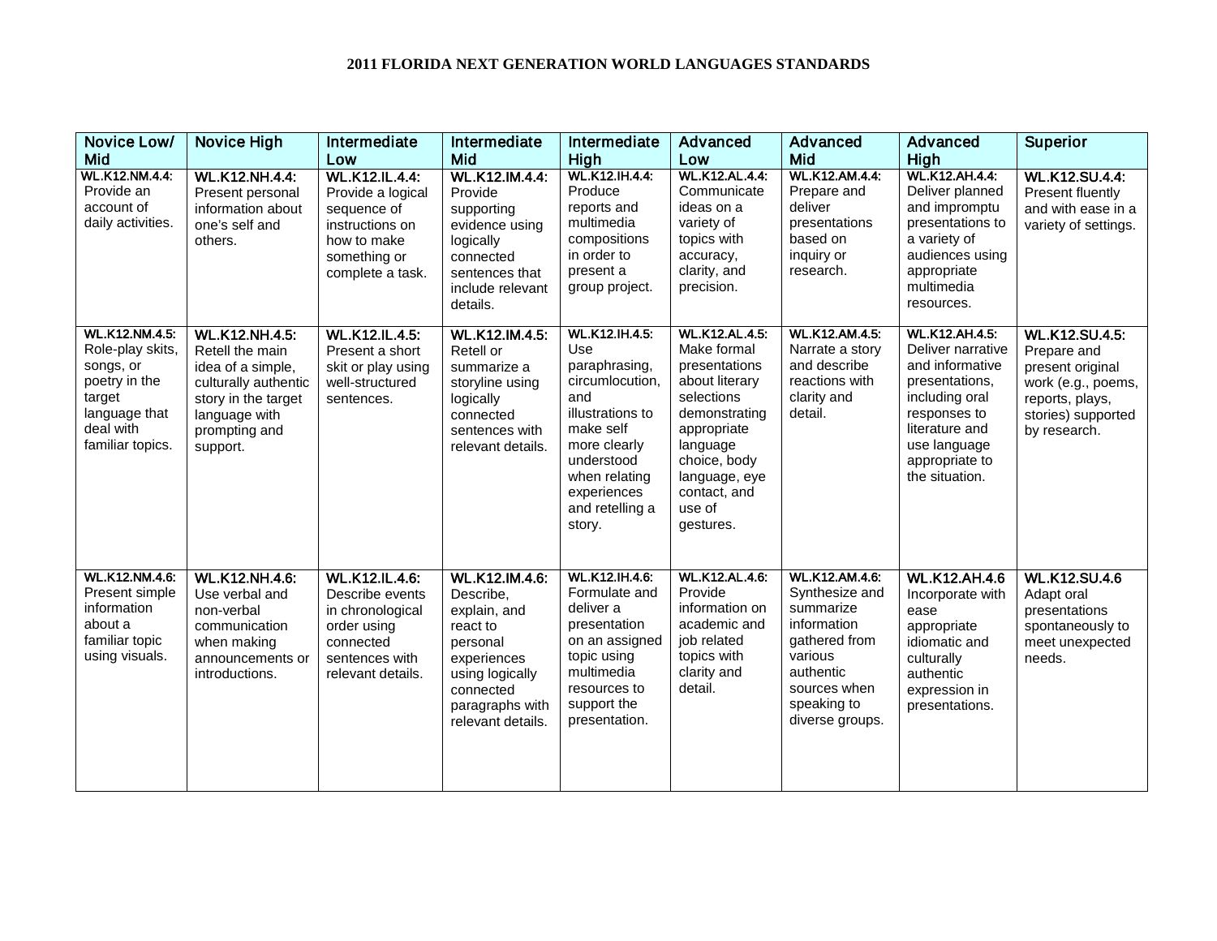# 2011 FLORIDA NEXT GENERATION WORLD LANGUAGES STANDARDS

| Novice Low/ Mid | Novice High | Intermediate Low | Intermediate Mid | Intermediate High | Advanced Low | Advanced Mid | Advanced High | Superior |
|---|---|---|---|---|---|---|---|---|
| WL.K12.NM.4.4: Provide an account of daily activities. | WL.K12.NH.4.4: Present personal information about one's self and others. | WL.K12.IL.4.4: Provide a logical sequence of instructions on how to make something or complete a task. | WL.K12.IM.4.4: Provide supporting evidence using logically connected sentences that include relevant details. | WL.K12.IH.4.4: Produce reports and multimedia compositions in order to present a group project. | WL.K12.AL.4.4: Communicate ideas on a variety of topics with accuracy, clarity, and precision. | WL.K12.AM.4.4: Prepare and deliver presentations based on inquiry or research. | WL.K12.AH.4.4: Deliver planned and impromptu presentations to a variety of audiences using appropriate multimedia resources. | WL.K12.SU.4.4: Present fluently and with ease in a variety of settings. |
| WL.K12.NM.4.5: Role-play skits, songs, or poetry in the target language that deal with familiar topics. | WL.K12.NH.4.5: Retell the main idea of a simple, culturally authentic story in the target language with prompting and support. | WL.K12.IL.4.5: Present a short skit or play using well-structured sentences. | WL.K12.IM.4.5: Retell or summarize a storyline using logically connected sentences with relevant details. | WL.K12.IH.4.5: Use paraphrasing, circumlocution, and illustrations to make self more clearly understood when relating experiences and retelling a story. | WL.K12.AL.4.5: Make formal presentations about literary selections demonstrating appropriate language choice, body language, eye contact, and use of gestures. | WL.K12.AM.4.5: Narrate a story and describe reactions with clarity and detail. | WL.K12.AH.4.5: Deliver narrative and informative presentations, including oral responses to literature and use language appropriate to the situation. | WL.K12.SU.4.5: Prepare and present original work (e.g., poems, reports, plays, stories) supported by research. |
| WL.K12.NM.4.6: Present simple information about a familiar topic using visuals. | WL.K12.NH.4.6: Use verbal and non-verbal communication when making announcements or introductions. | WL.K12.IL.4.6: Describe events in chronological order using connected sentences with relevant details. | WL.K12.IM.4.6: Describe, explain, and react to personal experiences using logically connected paragraphs with relevant details. | WL.K12.IH.4.6: Formulate and deliver a presentation on an assigned topic using multimedia resources to support the presentation. | WL.K12.AL.4.6: Provide information on academic and job related topics with clarity and detail. | WL.K12.AM.4.6: Synthesize and summarize information gathered from various authentic sources when speaking to diverse groups. | WL.K12.AH.4.6 Incorporate with ease appropriate idiomatic and culturally authentic expression in presentations. | WL.K12.SU.4.6 Adapt oral presentations spontaneously to meet unexpected needs. |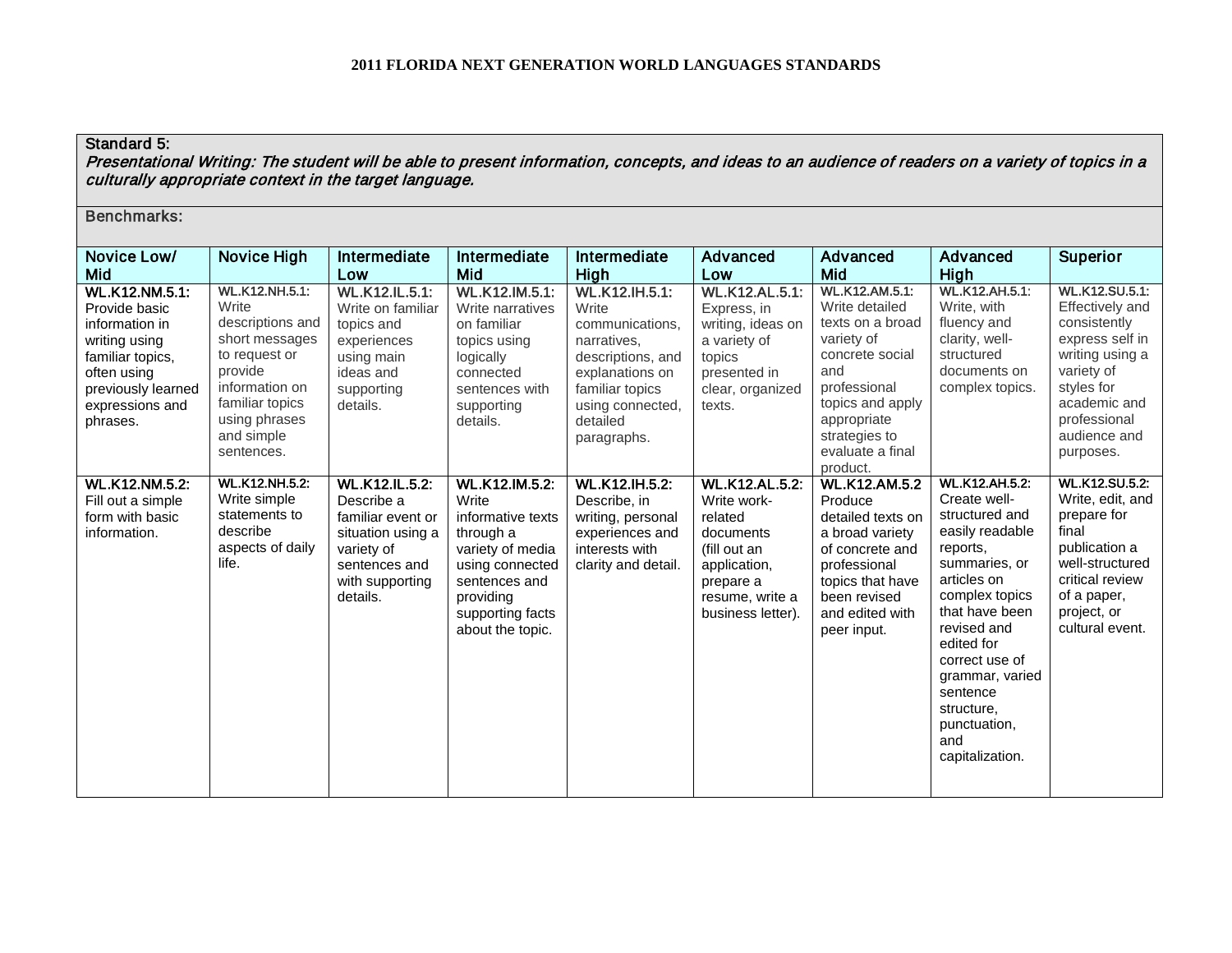**2011 FLORIDA NEXT GENERATION WORLD LANGUAGES STANDARDS**

| Standard 5: *Presentational Writing: The student will be able to present information, concepts, and ideas to an audience of readers on a variety of topics in a culturally appropriate context in the target language.* | | | | | | | | |
|---|---|---|---|---|---|---|---|---|
| Benchmarks: | | | | | | | | |
| Novice Low/ Mid | Novice High | Intermediate Low | Intermediate Mid | Intermediate High | Advanced Low | Advanced Mid | Advanced High | Superior |
| WL.K12.NM.5.1: Provide basic information in writing using familiar topics, often using previously learned expressions and phrases. | WL.K12.NH.5.1: Write descriptions and short messages to request or provide information on familiar topics using phrases and simple sentences. | WL.K12.IL.5.1: Write on familiar topics and experiences using main ideas and supporting details. | WL.K12.IM.5.1: Write narratives on familiar topics using logically connected sentences with supporting details. | WL.K12.IH.5.1: Write communications, narratives, descriptions, and explanations on familiar topics using connected, detailed paragraphs. | WL.K12.AL.5.1: Express, in writing, ideas on a variety of topics presented in clear, organized texts. | WL.K12.AM.5.1: Write detailed texts on a broad variety of concrete social and professional topics and apply appropriate strategies to evaluate a final product. | WL.K12.AH.5.1: Write, with fluency and clarity, well-structured documents on complex topics. | WL.K12.SU.5.1: Effectively and consistently express self in writing using a variety of styles for academic and professional audience and purposes. |
| WL.K12.NM.5.2: Fill out a simple form with basic information. | WL.K12.NH.5.2: Write simple statements to describe aspects of daily life. | WL.K12.IL.5.2: Describe a familiar event or situation using a variety of sentences and with supporting details. | WL.K12.IM.5.2: Write informative texts through a variety of media using connected sentences and providing supporting facts about the topic. | WL.K12.IH.5.2: Describe, in writing, personal experiences and interests with clarity and detail. | WL.K12.AL.5.2: Write work-related documents (fill out an application, prepare a resume, write a business letter). | WL.K12.AM.5.2 Produce detailed texts on a broad variety of concrete and professional topics that have been revised and edited with peer input. | WL.K12.AH.5.2: Create well-structured and easily readable reports, summaries, or articles on complex topics that have been revised and edited for correct use of grammar, varied sentence structure, punctuation, and capitalization. | WL.K12.SU.5.2: Write, edit, and prepare for final publication a well-structured critical review of a paper, project, or cultural event. |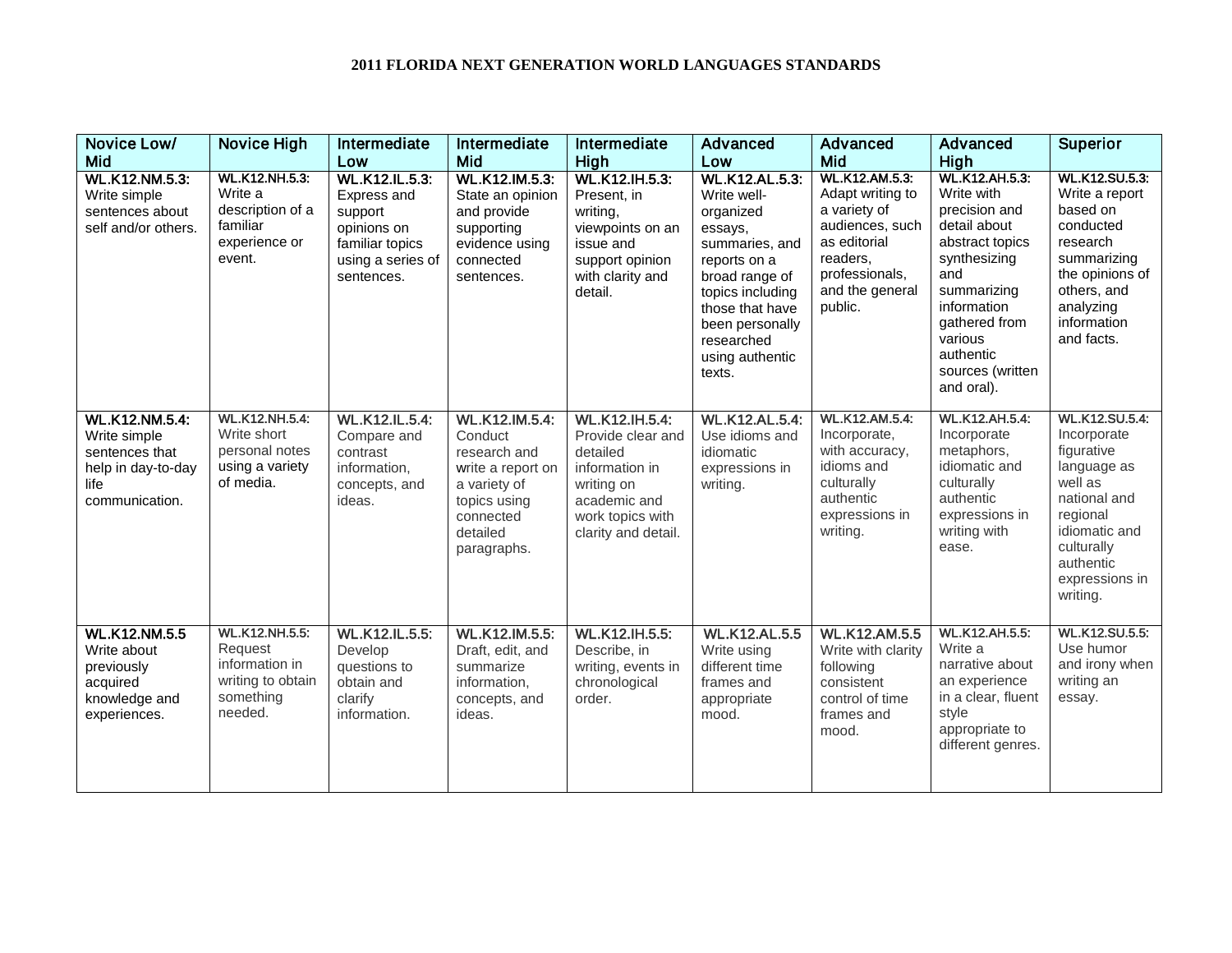**2011 FLORIDA NEXT GENERATION WORLD LANGUAGES STANDARDS**

| Novice Low/ Mid | Novice High | Intermediate Low | Intermediate Mid | Intermediate High | Advanced Low | Advanced Mid | Advanced High | Superior |
|---|---|---|---|---|---|---|---|---|
| **WL.K12.NM.5.3:** Write simple sentences about self and/or others. | **WL.K12.NH.5.3:** Write a description of a familiar experience or event. | **WL.K12.IL.5.3:** Express and support opinions on familiar topics using a series of sentences. | **WL.K12.IM.5.3:** State an opinion and provide supporting evidence using connected sentences. | **WL.K12.IH.5.3:** Present, in writing, viewpoints on an issue and support opinion with clarity and detail. | **WL.K12.AL.5.3:** Write well-organized essays, summaries, and reports on a broad range of topics including those that have been personally researched using authentic texts. | **WL.K12.AM.5.3:** Adapt writing to a variety of audiences, such as editorial readers, professionals, and the general public. | **WL.K12.AH.5.3:** Write with precision and detail about abstract topics synthesizing and summarizing information gathered from various authentic sources (written and oral). | **WL.K12.SU.5.3:** Write a report based on conducted research summarizing the opinions of others, and analyzing information and facts. |
| **WL.K12.NM.5.4:** Write simple sentences that help in day-to-day life communication. | **WL.K12.NH.5.4:** Write short personal notes using a variety of media. | **WL.K12.IL.5.4:** Compare and contrast information, concepts, and ideas. | **WL.K12.IM.5.4:** Conduct research and write a report on a variety of topics using connected detailed paragraphs. | **WL.K12.IH.5.4:** Provide clear and detailed information in writing on academic and work topics with clarity and detail. | **WL.K12.AL.5.4:** Use idioms and idiomatic expressions in writing. | **WL.K12.AM.5.4:** Incorporate, with accuracy, idioms and culturally authentic expressions in writing. | **WL.K12.AH.5.4:** Incorporate metaphors, idiomatic and culturally authentic expressions in writing with ease. | **WL.K12.SU.5.4:** Incorporate figurative language as well as national and regional idiomatic and culturally authentic expressions in writing. |
| **WL.K12.NM.5.5** Write about previously acquired knowledge and experiences. | **WL.K12.NH.5.5:** Request information in writing to obtain something needed. | **WL.K12.IL.5.5:** Develop questions to obtain and clarify information. | **WL.K12.IM.5.5:** Draft, edit, and summarize information, concepts, and ideas. | **WL.K12.IH.5.5:** Describe, in writing, events in chronological order. | **WL.K12.AL.5.5** Write using different time frames and appropriate mood. | **WL.K12.AM.5.5** Write with clarity following consistent control of time frames and mood. | **WL.K12.AH.5.5:** Write a narrative about an experience in a clear, fluent style appropriate to different genres. | **WL.K12.SU.5.5:** Use humor and irony when writing an essay. |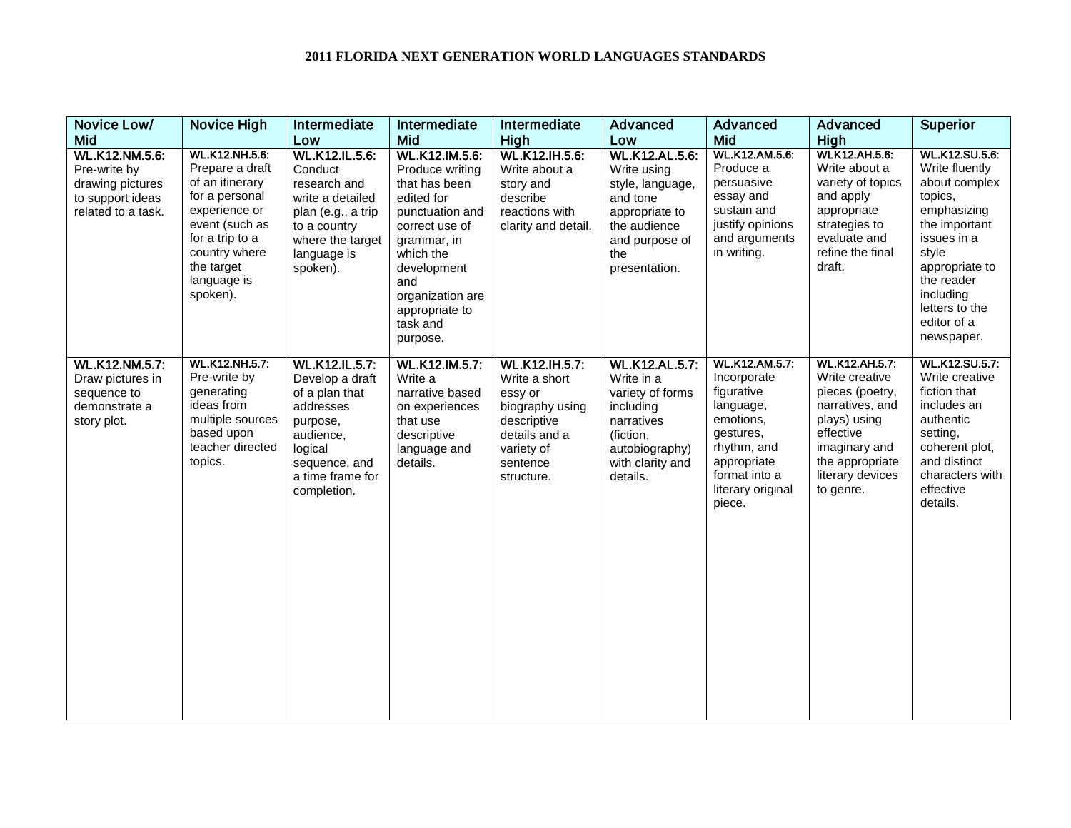**2011 FLORIDA NEXT GENERATION WORLD LANGUAGES STANDARDS**

| Novice Low/ Mid | Novice High | Intermediate Low | Intermediate Mid | Intermediate High | Advanced Low | Advanced Mid | Advanced High | Superior |
|---|---|---|---|---|---|---|---|---|
| **WL.K12.NM.5.6:** Pre-write by drawing pictures to support ideas related to a task. | **WL.K12.NH.5.6:** Prepare a draft of an itinerary for a personal experience or event (such as for a trip to a country where the target language is spoken). | **WL.K12.IL.5.6:** Conduct research and write a detailed plan (e.g., a trip to a country where the target language is spoken). | **WL.K12.IM.5.6:** Produce writing that has been edited for punctuation and correct use of grammar, in which the development and organization are appropriate to task and purpose. | **WL.K12.IH.5.6:** Write about a story and describe reactions with clarity and detail. | **WL.K12.AL.5.6:** Write using style, language, and tone appropriate to the audience and purpose of the presentation. | **WL.K12.AM.5.6:** Produce a persuasive essay and sustain and justify opinions and arguments in writing. | **WLK12.AH.5.6:** Write about a variety of topics and apply appropriate strategies to evaluate and refine the final draft. | **WL.K12.SU.5.6:** Write fluently about complex topics, emphasizing the important issues in a style appropriate to the reader including letters to the editor of a newspaper. |
| **WL.K12.NM.5.7:** Draw pictures in sequence to demonstrate a story plot. | **WL.K12.NH.5.7:** Pre-write by generating ideas from multiple sources based upon teacher directed topics. | **WL.K12.IL.5.7:** Develop a draft of a plan that addresses purpose, audience, logical sequence, and a time frame for completion. | **WL.K12.IM.5.7:** Write a narrative based on experiences that use descriptive language and details. | **WL.K12.IH.5.7:** Write a short essy or biography using descriptive details and a variety of sentence structure. | **WL.K12.AL.5.7:** Write in a variety of forms including narratives (fiction, autobiography) with clarity and details. | **WL.K12.AM.5.7:** Incorporate figurative language, emotions, gestures, rhythm, and appropriate format into a literary original piece. | **WL.K12.AH.5.7:** Write creative pieces (poetry, narratives, and plays) using effective imaginary and the appropriate literary devices to genre. | **WL.K12.SU.5.7:** Write creative fiction that includes an authentic setting, coherent plot, and distinct characters with effective details. |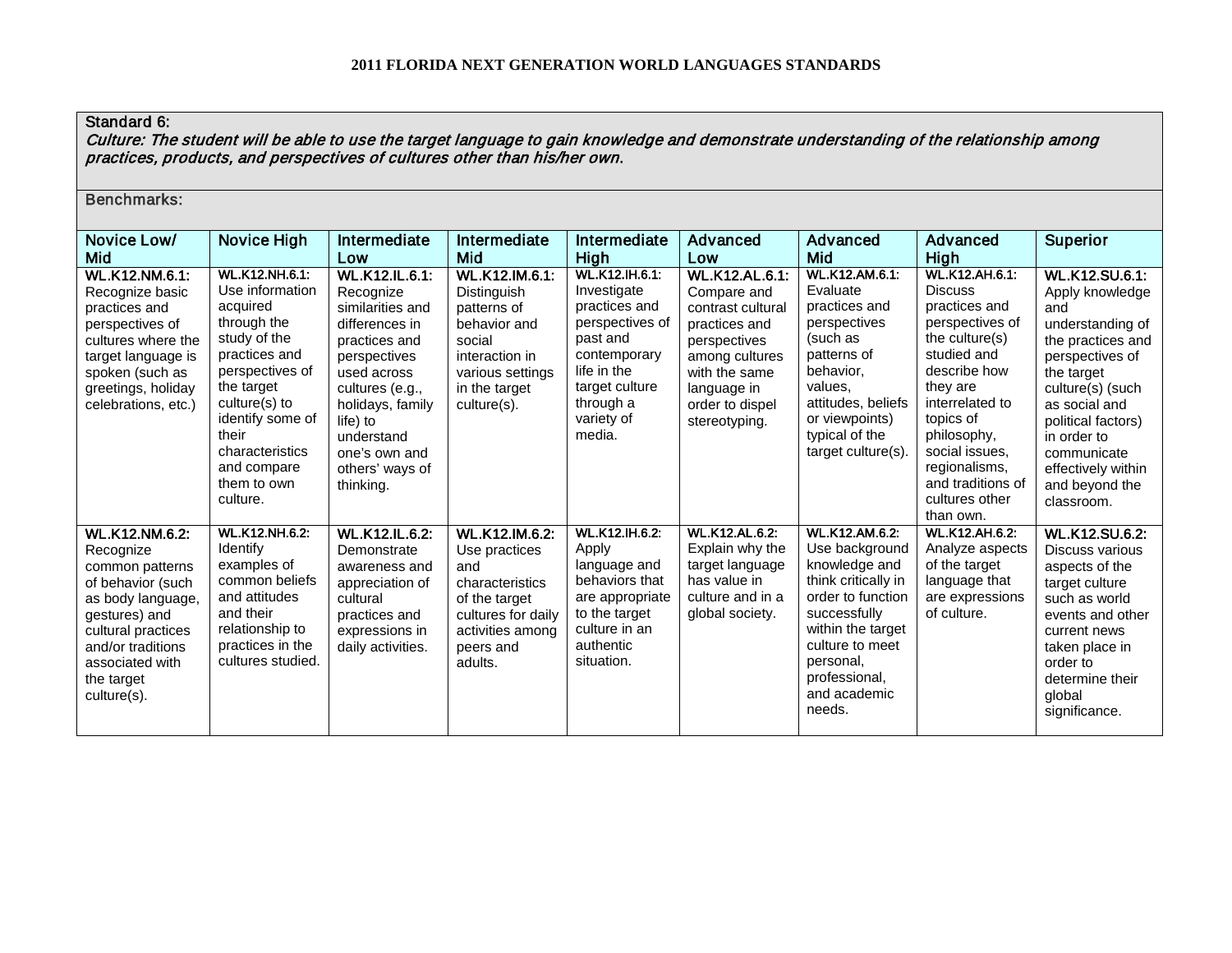**2011 FLORIDA NEXT GENERATION WORLD LANGUAGES STANDARDS**

**Standard 6:**
*Culture: The student will be able to use the target language to gain knowledge and demonstrate understanding of the relationship among practices, products, and perspectives of cultures other than his/her own.*

**Benchmarks:**

| Novice Low/ Mid | Novice High | Intermediate Low | Intermediate Mid | Intermediate High | Advanced Low | Advanced Mid | Advanced High | Superior |
|---|---|---|---|---|---|---|---|---|
| WL.K12.NM.6.1: Recognize basic practices and perspectives of cultures where the target language is spoken (such as greetings, holiday celebrations, etc.) | WL.K12.NH.6.1: Use information acquired through the study of the practices and perspectives of the target culture(s) to identify some of their characteristics and compare them to own culture. | WL.K12.IL.6.1: Recognize similarities and differences in practices and perspectives used across cultures (e.g., holidays, family life) to understand one's own and others' ways of thinking. | WL.K12.IM.6.1: Distinguish patterns of behavior and social interaction in various settings in the target culture(s). | WL.K12.IH.6.1: Investigate practices and perspectives of past and contemporary life in the target culture through a variety of media. | WL.K12.AL.6.1: Compare and contrast cultural practices and perspectives among cultures with the same language in order to dispel stereotyping. | WL.K12.AM.6.1: Evaluate practices and perspectives (such as patterns of behavior, values, attitudes, beliefs or viewpoints) typical of the target culture(s). | WL.K12.AH.6.1: Discuss practices and perspectives of the culture(s) studied and describe how they are interrelated to topics of philosophy, social issues, regionalisms, and traditions of cultures other than own. | WL.K12.SU.6.1: Apply knowledge and understanding of the practices and perspectives of the target culture(s) (such as social and political factors) in order to communicate effectively within and beyond the classroom. |
| WL.K12.NM.6.2: Recognize common patterns of behavior (such as body language, gestures) and cultural practices and/or traditions associated with the target culture(s). | WL.K12.NH.6.2: Identify examples of common beliefs and attitudes and their relationship to practices in the cultures studied. | WL.K12.IL.6.2: Demonstrate awareness and appreciation of cultural practices and expressions in daily activities. | WL.K12.IM.6.2: Use practices and characteristics of the target cultures for daily activities among peers and adults. | WL.K12.IH.6.2: Apply language and behaviors that are appropriate to the target culture in an authentic situation. | WL.K12.AL.6.2: Explain why the target language has value in culture and in a global society. | WL.K12.AM.6.2: Use background knowledge and think critically in order to function successfully within the target culture to meet personal, professional, and academic needs. | WL.K12.AH.6.2: Analyze aspects of the target language that are expressions of culture. | WL.K12.SU.6.2: Discuss various aspects of the target culture such as world events and other current news taken place in order to determine their global significance. |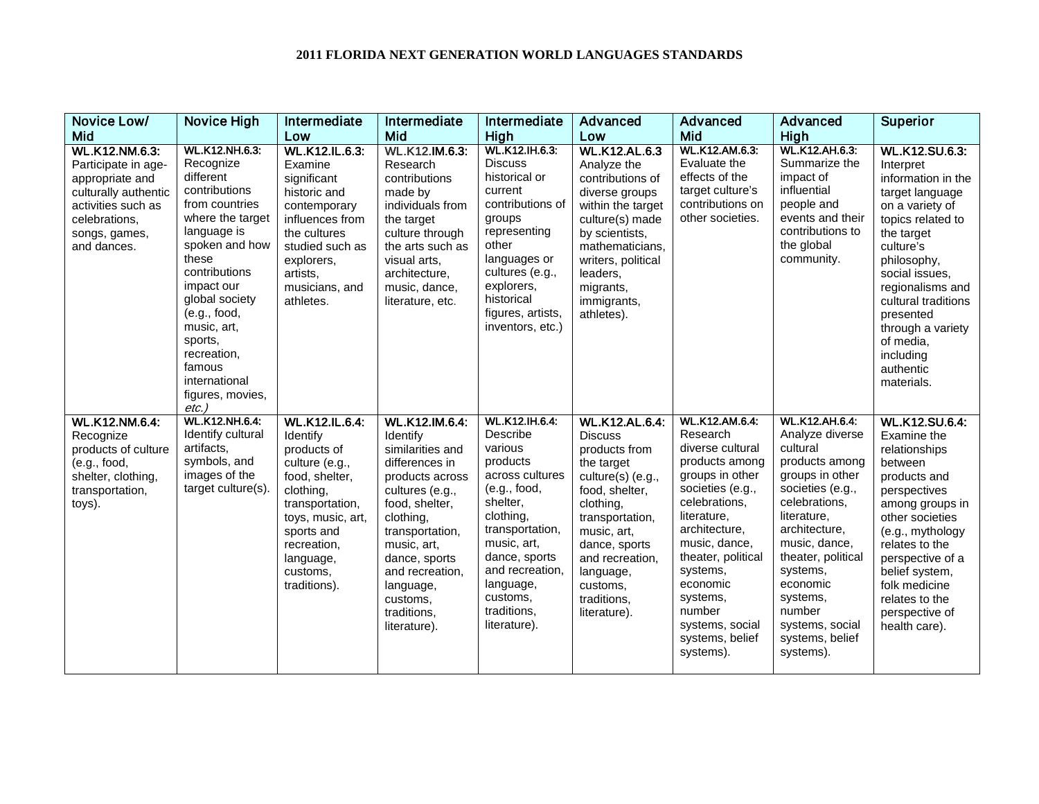**2011 FLORIDA NEXT GENERATION WORLD LANGUAGES STANDARDS**

| Novice Low/ Mid | Novice High | Intermediate Low | Intermediate Mid | Intermediate High | Advanced Low | Advanced Mid | Advanced High | Superior |
|---|---|---|---|---|---|---|---|---|
| **WL.K12.NM.6.3:** Participate in age-appropriate and culturally authentic activities such as celebrations, songs, games, and dances. | **WL.K12.NH.6.3:** Recognize different contributions from countries where the target language is spoken and how these contributions impact our global society (e.g., food, music, art, sports, recreation, famous international figures, movies, *etc.)* | **WL.K12.IL.6.3:** Examine significant historic and contemporary influences from the cultures studied such as explorers, artists, musicians, and athletes. | **WL.K12.IM.6.3:** Research contributions made by individuals from the target culture through the arts such as visual arts, architecture, music, dance, literature, etc. | **WL.K12.IH.6.3:** Discuss historical or current contributions of groups representing other languages or cultures (e.g., explorers, historical figures, artists, inventors, etc.) | **WL.K12.AL.6.3** Analyze the contributions of diverse groups within the target culture(s) made by scientists, mathematicians, writers, political leaders, migrants, immigrants, athletes). | **WL.K12.AM.6.3:** Evaluate the effects of the target culture's contributions on other societies. | **WL.K12.AH.6.3:** Summarize the impact of influential people and events and their contributions to the global community. | **WL.K12.SU.6.3:** Interpret information in the target language on a variety of topics related to the target culture's philosophy, social issues, regionalisms and cultural traditions presented through a variety of media, including authentic materials. |
| **WL.K12.NM.6.4:** Recognize products of culture (e.g., food, shelter, clothing, transportation, toys). | **WL.K12.NH.6.4:** Identify cultural artifacts, symbols, and images of the target culture(s). | **WL.K12.IL.6.4:** Identify products of culture (e.g., food, shelter, clothing, transportation, toys, music, art, sports and recreation, language, customs, traditions). | **WL.K12.IM.6.4:** Identify similarities and differences in products across cultures (e.g., food, shelter, clothing, transportation, music, art, dance, sports and recreation, language, customs, traditions, literature). | **WL.K12.IH.6.4:** Describe various products across cultures (e.g., food, shelter, clothing, transportation, music, art, dance, sports and recreation, language, customs, traditions, literature). | **WL.K12.AL.6.4:** Discuss products from the target culture(s) (e.g., food, shelter, clothing, transportation, music, art, dance, sports and recreation, language, customs, traditions, literature). | **WL.K12.AM.6.4:** Research diverse cultural products among groups in other societies (e.g., celebrations, literature, architecture, music, dance, theater, political systems, economic systems, number systems, social systems, belief systems). | **WL.K12.AH.6.4:** Analyze diverse cultural products among groups in other societies (e.g., celebrations, literature, architecture, music, dance, theater, political systems, economic systems, number systems, social systems, belief systems). | **WL.K12.SU.6.4:** Examine the relationships between products and perspectives among groups in other societies (e.g., mythology relates to the perspective of a belief system, folk medicine relates to the perspective of health care). |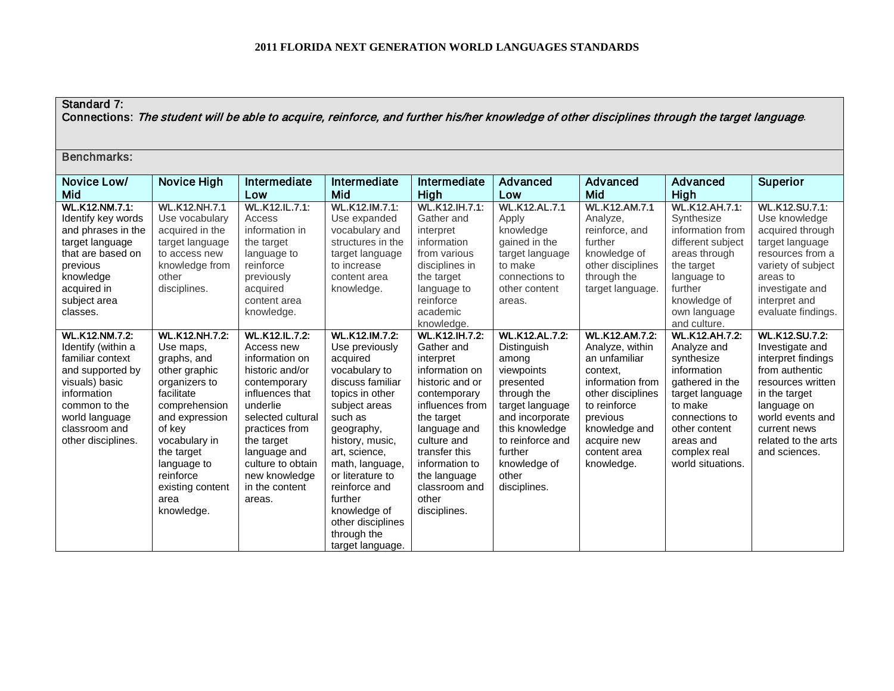**2011 FLORIDA NEXT GENERATION WORLD LANGUAGES STANDARDS**

| Standard 7: Connections: *The student will be able to acquire, reinforce, and further his/her knowledge of other disciplines through the target language*. | | | | | | | | |
|---|---|---|---|---|---|---|---|---|
| **Benchmarks:** | | | | | | | | |
| Novice Low/ Mid | Novice High | Intermediate Low | Intermediate Mid | Intermediate High | Advanced Low | Advanced Mid | Advanced High | Superior |
| WL.K12.NM.7.1: Identify key words and phrases in the target language that are based on previous knowledge acquired in subject area classes. | WL.K12.NH.7.1 Use vocabulary acquired in the target language to access new knowledge from other disciplines. | WL.K12.IL.7.1: Access information in the target language to reinforce previously acquired content area knowledge. | WL.K12.IM.7.1: Use expanded vocabulary and structures in the target language to increase content area knowledge. | WL.K12.IH.7.1: Gather and interpret information from various disciplines in the target language to reinforce academic knowledge. | WL.K12.AL.7.1 Apply knowledge gained in the target language to make connections to other content areas. | WL.K12.AM.7.1 Analyze, reinforce, and further knowledge of other disciplines through the target language. | WL.K12.AH.7.1: Synthesize information from different subject areas through the target language to further knowledge of own language and culture. | WL.K12.SU.7.1: Use knowledge acquired through target language resources from a variety of subject areas to investigate and interpret and evaluate findings. |
| WL.K12.NM.7.2: Identify (within a familiar context and supported by visuals) basic information common to the world language classroom and other disciplines. | WL.K12.NH.7.2: Use maps, graphs, and other graphic organizers to facilitate comprehension and expression of key vocabulary in the target language to reinforce existing content area knowledge. | WL.K12.IL.7.2: Access new information on historic and/or contemporary influences that underlie selected cultural practices from the target language and culture to obtain new knowledge in the content areas. | WL.K12.IM.7.2: Use previously acquired vocabulary to discuss familiar topics in other subject areas such as geography, history, music, art, science, math, language, or literature to reinforce and further knowledge of other disciplines through the target language. | WL.K12.IH.7.2: Gather and interpret information on historic and or contemporary influences from the target language and culture and transfer this information to the language classroom and other disciplines. | WL.K12.AL.7.2: Distinguish among viewpoints presented through the target language and incorporate this knowledge to reinforce and further knowledge of other disciplines. | WL.K12.AM.7.2: Analyze, within an unfamiliar context, information from other disciplines to reinforce previous knowledge and acquire new content area knowledge. | WL.K12.AH.7.2: Analyze and synthesize information gathered in the target language to make connections to other content areas and complex real world situations. | WL.K12.SU.7.2: Investigate and interpret findings from authentic resources written in the target language on world events and current news related to the arts and sciences. |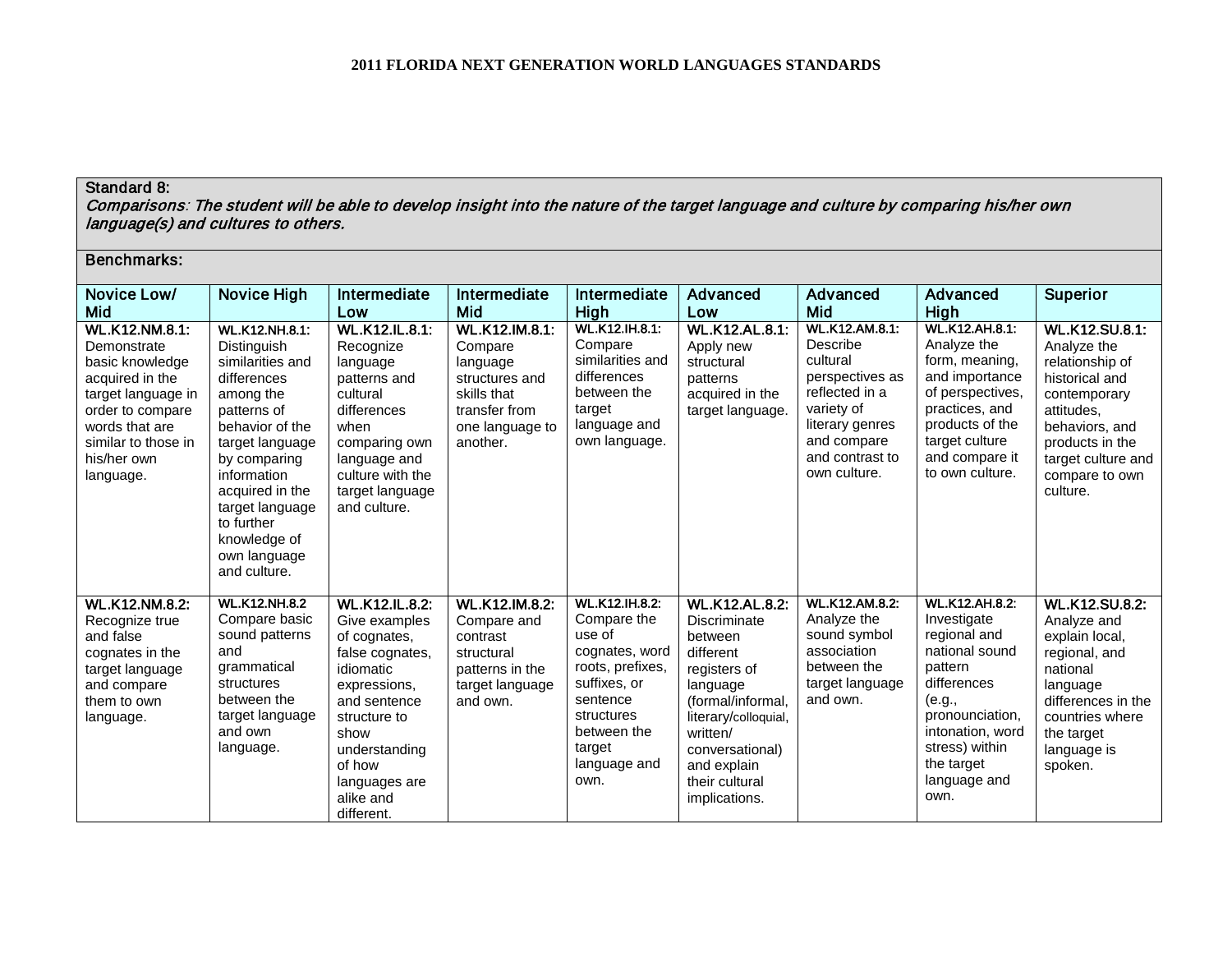**2011 FLORIDA NEXT GENERATION WORLD LANGUAGES STANDARDS**

**Standard 8:**
*Comparisons: The student will be able to develop insight into the nature of the target language and culture by comparing his/her own language(s) and cultures to others.*

**Benchmarks:**

| Novice Low/ Mid | Novice High | Intermediate Low | Intermediate Mid | Intermediate High | Advanced Low | Advanced Mid | Advanced High | Superior |
|---|---|---|---|---|---|---|---|---|
| WL.K12.NM.8.1: Demonstrate basic knowledge acquired in the target language in order to compare words that are similar to those in his/her own language. | WL.K12.NH.8.1: Distinguish similarities and differences among the patterns of behavior of the target language by comparing information acquired in the target language to further knowledge of own language and culture. | WL.K12.IL.8.1: Recognize language patterns and cultural differences when comparing own language and culture with the target language and culture. | WL.K12.IM.8.1: Compare language structures and skills that transfer from one language to another. | WL.K12.IH.8.1: Compare similarities and differences between the target language and own language. | WL.K12.AL.8.1: Apply new structural patterns acquired in the target language. | WL.K12.AM.8.1: Describe cultural perspectives as reflected in a variety of literary genres and compare and contrast to own culture. | WL.K12.AH.8.1: Analyze the form, meaning, and importance of perspectives, practices, and products of the target culture and compare it to own culture. | WL.K12.SU.8.1: Analyze the relationship of historical and contemporary attitudes, behaviors, and products in the target culture and compare to own culture. |
| WL.K12.NM.8.2: Recognize true and false cognates in the target language and compare them to own language. | WL.K12.NH.8.2 Compare basic sound patterns and grammatical structures between the target language and own language. | WL.K12.IL.8.2: Give examples of cognates, false cognates, idiomatic expressions, and sentence structure to show understanding of how languages are alike and different. | WL.K12.IM.8.2: Compare and contrast structural patterns in the target language and own. | WL.K12.IH.8.2: Compare the use of cognates, word roots, prefixes, suffixes, or sentence structures between the target language and own. | WL.K12.AL.8.2: Discriminate between different registers of language (formal/informal, literary/colloquial, written/ conversational) and explain their cultural implications. | WL.K12.AM.8.2: Analyze the sound symbol association between the target language and own. | WL.K12.AH.8.2: Investigate regional and national sound pattern differences (e.g., pronounciation, intonation, word stress) within the target language and own. | WL.K12.SU.8.2: Analyze and explain local, regional, and national language differences in the countries where the target language is spoken. |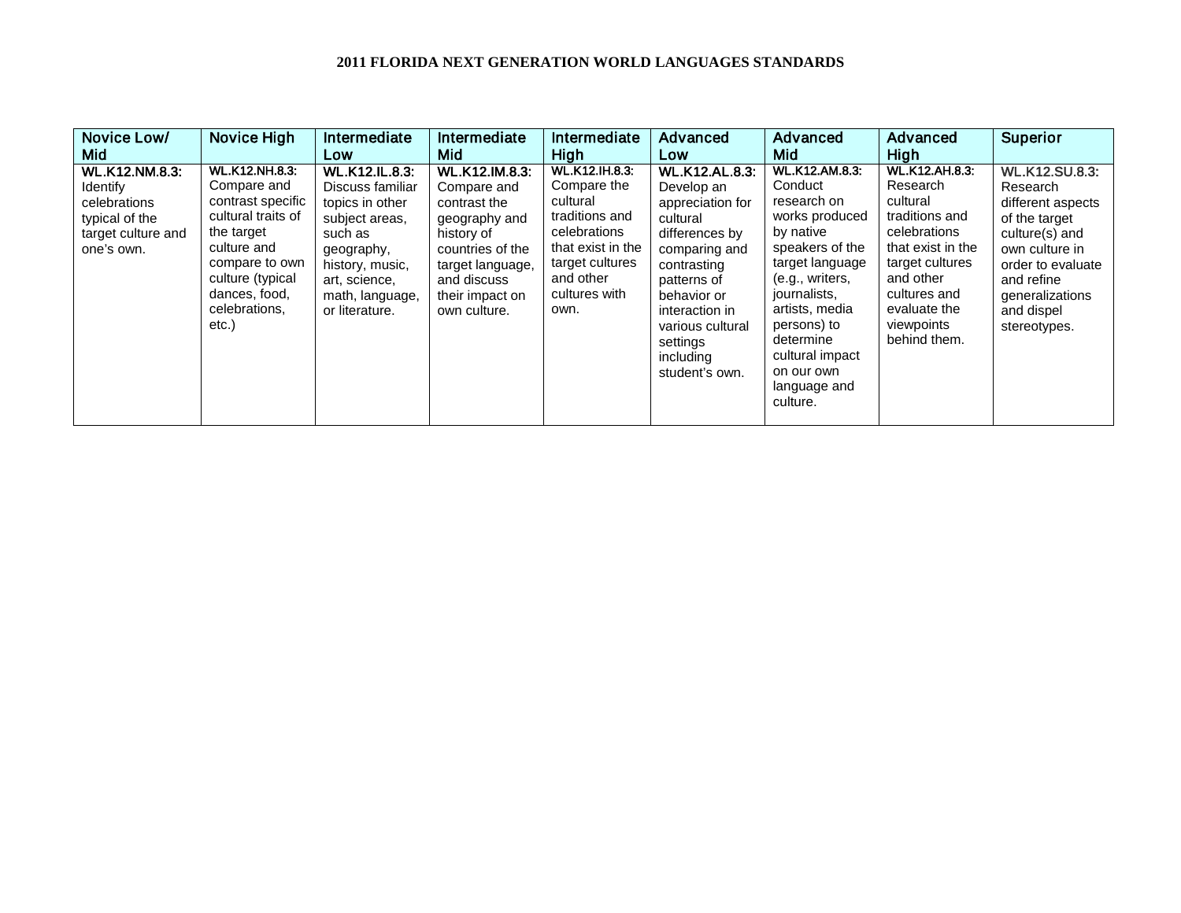**2011 FLORIDA NEXT GENERATION WORLD LANGUAGES STANDARDS**

| Novice Low/ Mid | Novice High | Intermediate Low | Intermediate Mid | Intermediate High | Advanced Low | Advanced Mid | Advanced High | Superior |
|---|---|---|---|---|---|---|---|---|
| **WL.K12.NM.8.3:** Identify celebrations typical of the target culture and one's own. | **WL.K12.NH.8.3:** Compare and contrast specific cultural traits of the target culture and compare to own culture (typical dances, food, celebrations, etc.) | **WL.K12.IL.8.3:** Discuss familiar topics in other subject areas, such as geography, history, music, art, science, math, language, or literature. | **WL.K12.IM.8.3:** Compare and contrast the geography and history of countries of the target language, and discuss their impact on own culture. | **WL.K12.IH.8.3:** Compare the cultural traditions and celebrations that exist in the target cultures and other cultures with own. | **WL.K12.AL.8.3:** Develop an appreciation for cultural differences by comparing and contrasting patterns of behavior or interaction in various cultural settings including student's own. | **WL.K12.AM.8.3:** Conduct research on works produced by native speakers of the target language (e.g., writers, journalists, artists, media persons) to determine cultural impact on our own language and culture. | **WL.K12.AH.8.3:** Research cultural traditions and celebrations that exist in the target cultures and other cultures and evaluate the viewpoints behind them. | **WL.K12.SU.8.3:** Research different aspects of the target culture(s) and own culture in order to evaluate and refine generalizations and dispel stereotypes. |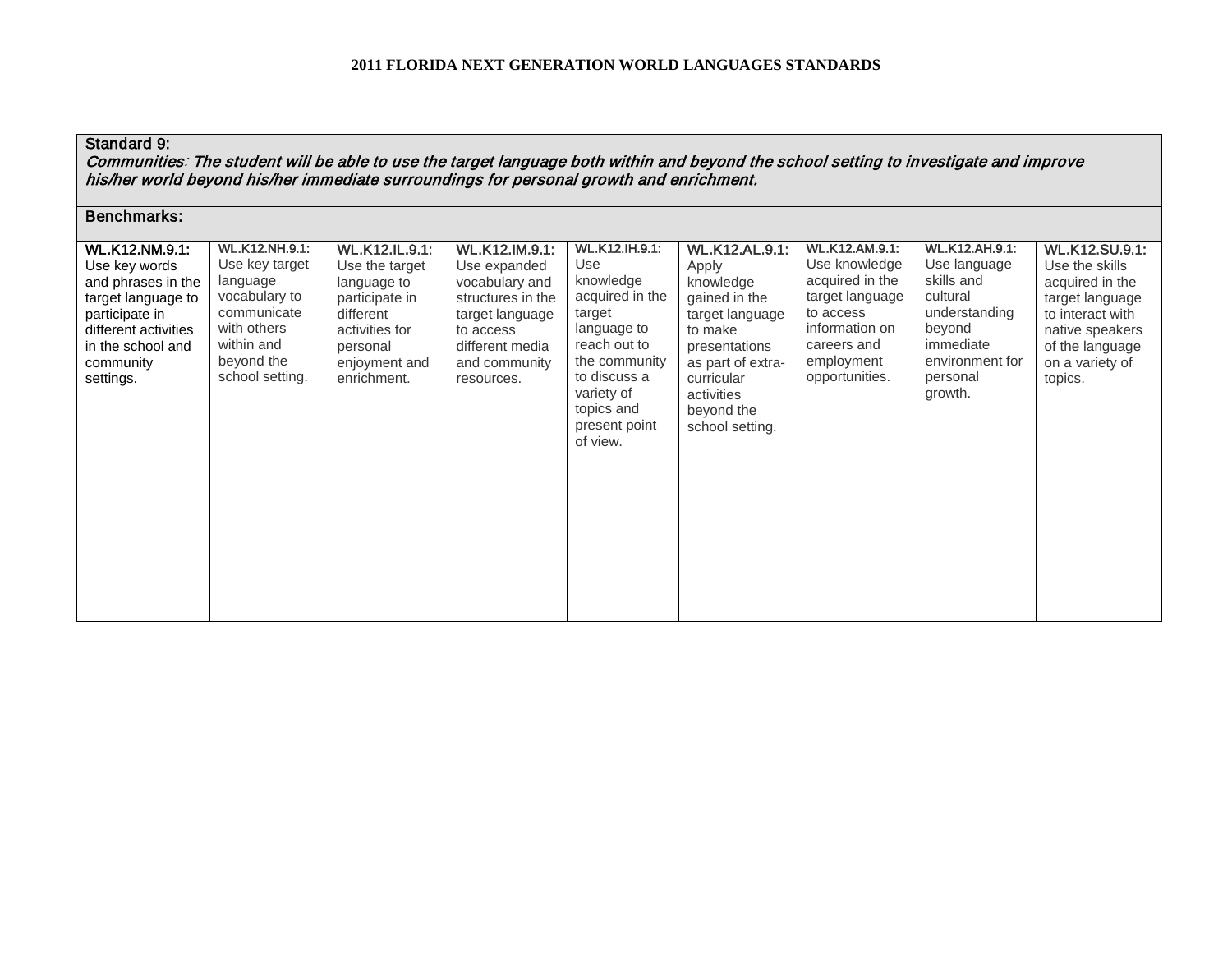**2011 FLORIDA NEXT GENERATION WORLD LANGUAGES STANDARDS**

| Standard 9: *Communities: The student will be able to use the target language both within and beyond the school setting to investigate and improve his/her world beyond his/her immediate surroundings for personal growth and enrichment.* | | | | | | | | |
|---|---|---|---|---|---|---|---|---|
| Benchmarks: | | | | | | | | |
| WL.K12.NM.9.1: Use key words and phrases in the target language to participate in different activities in the school and community settings. | WL.K12.NH.9.1: Use key target language vocabulary to communicate with others within and beyond the school setting. | WL.K12.IL.9.1: Use the target language to participate in different activities for personal enjoyment and enrichment. | WL.K12.IM.9.1: Use expanded vocabulary and structures in the target language to access different media and community resources. | WL.K12.IH.9.1: Use knowledge acquired in the target language to reach out to the community to discuss a variety of topics and present point of view. | WL.K12.AL.9.1: Apply knowledge gained in the target language to make presentations as part of extra-curricular activities beyond the school setting. | WL.K12.AM.9.1: Use knowledge acquired in the target language to access information on careers and employment opportunities. | WL.K12.AH.9.1: Use language skills and cultural understanding beyond immediate environment for personal growth. | WL.K12.SU.9.1: Use the skills acquired in the target language to interact with native speakers of the language on a variety of topics. |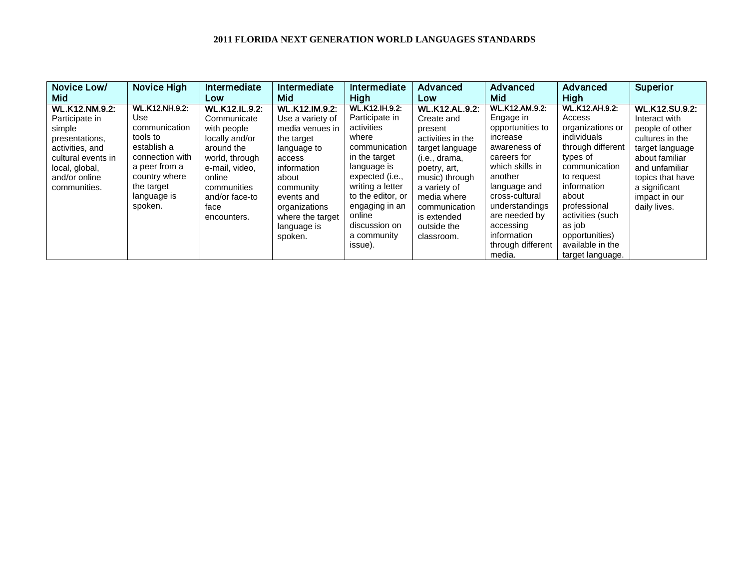**2011 FLORIDA NEXT GENERATION WORLD LANGUAGES STANDARDS**

| Novice Low/ Mid | Novice High | Intermediate Low | Intermediate Mid | Intermediate High | Advanced Low | Advanced Mid | Advanced High | Superior |
|---|---|---|---|---|---|---|---|---|
| **WL.K12.NM.9.2:** Participate in simple presentations, activities, and cultural events in local, global, and/or online communities. | **WL.K12.NH.9.2:** Use communication tools to establish a connection with a peer from a country where the target language is spoken. | **WL.K12.IL.9.2:** Communicate with people locally and/or around the world, through e-mail, video, online communities and/or face-to face encounters. | **WL.K12.IM.9.2:** Use a variety of media venues in the target language to access information about community events and organizations where the target language is spoken. | **WL.K12.IH.9.2:** Participate in activities where communication in the target language is expected (i.e., writing a letter to the editor, or engaging in an online discussion on a community issue). | **WL.K12.AL.9.2:** Create and present activities in the target language (i.e., drama, poetry, art, music) through a variety of media where communication is extended outside the classroom. | **WL.K12.AM.9.2:** Engage in opportunities to increase awareness of careers for which skills in another language and cross-cultural understandings are needed by accessing information through different media. | **WL.K12.AH.9.2:** Access organizations or individuals through different types of communication to request information about professional activities (such as job opportunities) available in the target language. | **WL.K12.SU.9.2:** Interact with people of other cultures in the target language about familiar and unfamiliar topics that have a significant impact in our daily lives. |